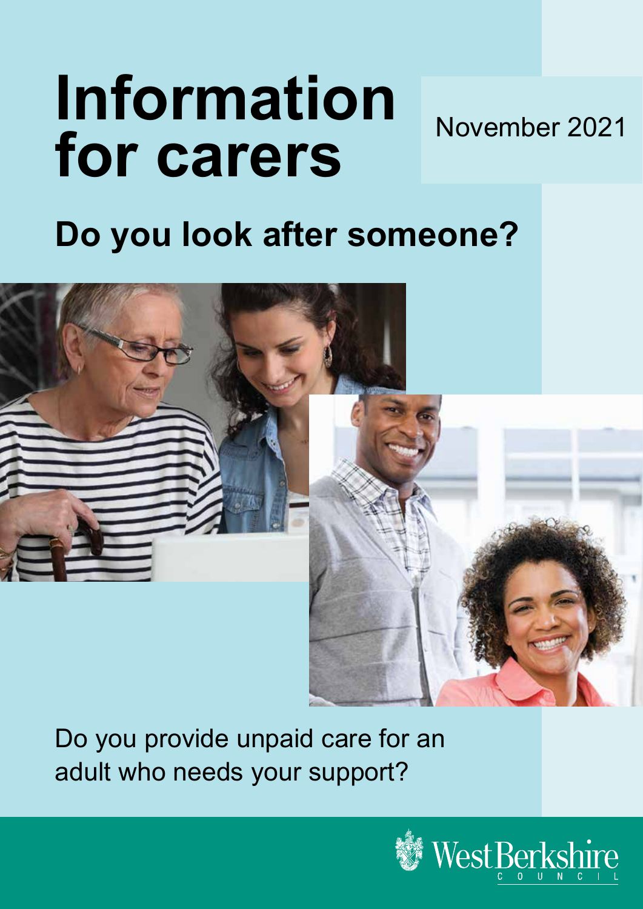# Information for carers

November 2021

## Do you look after someone?

Do you provide unpaid care for an adult who needs your support?

West Berkshire Council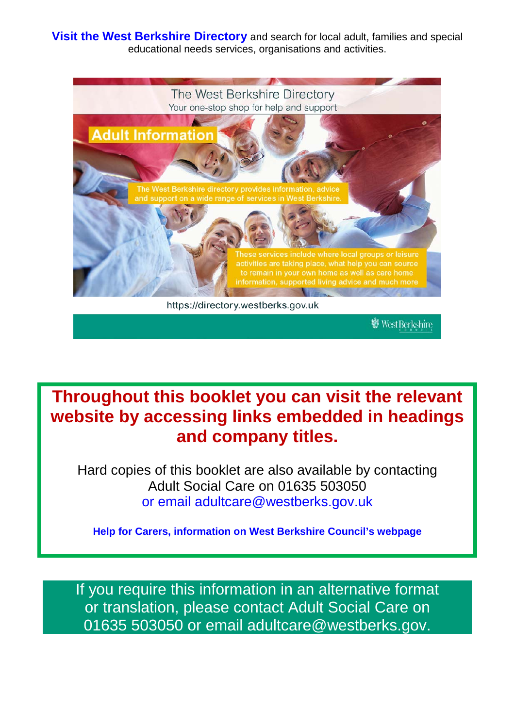**Visit the West Berkshire Directory** and search for local adult, families and special educational needs services, organisations and activities.

The West Berkshire Directory
Your one-stop shop for help and support

Adult Information

The West Berkshire directory provides information, advice and support on a wide range of services in West Berkshire.

These services include where local groups or leisure activities are taking place, what help you can source to remain in your own home as well as care home information, supported living advice and much more

https://directory.westberks.gov.uk

West Berkshire Council

**Throughout this booklet you can visit the relevant website by accessing links embedded in headings and company titles.**

Hard copies of this booklet are also available by contacting Adult Social Care on 01635 503050 or email adultcare@westberks.gov.uk

**Help for Carers, information on West Berkshire Council's webpage**

If you require this information in an alternative format or translation, please contact Adult Social Care on 01635 503050 or email adultcare@westberks.gov.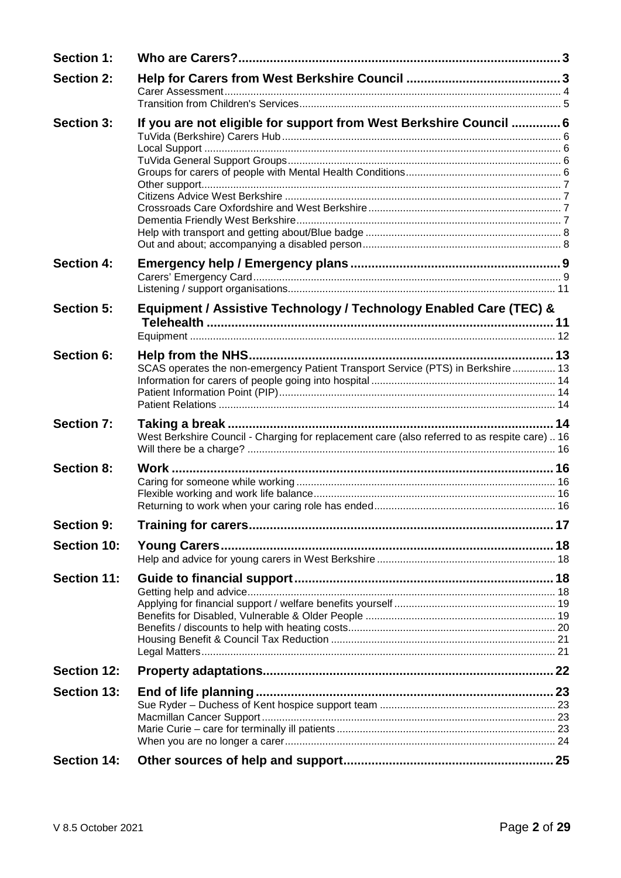| | | |
|---|---|---|
| **Section 1:** | **Who are Carers?** | **3** |
| **Section 2:** | **Help for Carers from West Berkshire Council** | **3** |
| | Carer Assessment | 4 |
| | Transition from Children's Services | 5 |
| **Section 3:** | **If you are not eligible for support from West Berkshire Council** | **6** |
| | TuVida (Berkshire) Carers Hub | 6 |
| | Local Support | 6 |
| | TuVida General Support Groups | 6 |
| | Groups for carers of people with Mental Health Conditions | 6 |
| | Other support | 7 |
| | Citizens Advice West Berkshire | 7 |
| | Crossroads Care Oxfordshire and West Berkshire | 7 |
| | Dementia Friendly West Berkshire | 7 |
| | Help with transport and getting about/Blue badge | 8 |
| | Out and about; accompanying a disabled person | 8 |
| **Section 4:** | **Emergency help / Emergency plans** | **9** |
| | Carers' Emergency Card | 9 |
| | Listening / support organisations | 11 |
| **Section 5:** | **Equipment / Assistive Technology / Technology Enabled Care (TEC) & Telehealth** | **11** |
| | Equipment | 12 |
| **Section 6:** | **Help from the NHS** | **13** |
| | SCAS operates the non-emergency Patient Transport Service (PTS) in Berkshire | 13 |
| | Information for carers of people going into hospital | 14 |
| | Patient Information Point (PIP) | 14 |
| | Patient Relations | 14 |
| **Section 7:** | **Taking a break** | **14** |
| | West Berkshire Council - Charging for replacement care (also referred to as respite care) | 16 |
| | Will there be a charge? | 16 |
| **Section 8:** | **Work** | **16** |
| | Caring for someone while working | 16 |
| | Flexible working and work life balance | 16 |
| | Returning to work when your caring role has ended | 16 |
| **Section 9:** | **Training for carers** | **17** |
| **Section 10:** | **Young Carers** | **18** |
| | Help and advice for young carers in West Berkshire | 18 |
| **Section 11:** | **Guide to financial support** | **18** |
| | Getting help and advice | 18 |
| | Applying for financial support / welfare benefits yourself | 19 |
| | Benefits for Disabled, Vulnerable & Older People | 19 |
| | Benefits / discounts to help with heating costs | 20 |
| | Housing Benefit & Council Tax Reduction | 21 |
| | Legal Matters | 21 |
| **Section 12:** | **Property adaptations** | **22** |
| **Section 13:** | **End of life planning** | **23** |
| | Sue Ryder – Duchess of Kent hospice support team | 23 |
| | Macmillan Cancer Support | 23 |
| | Marie Curie – care for terminally ill patients | 23 |
| | When you are no longer a carer | 24 |
| **Section 14:** | **Other sources of help and support** | **25** |

V 8.5 October 2021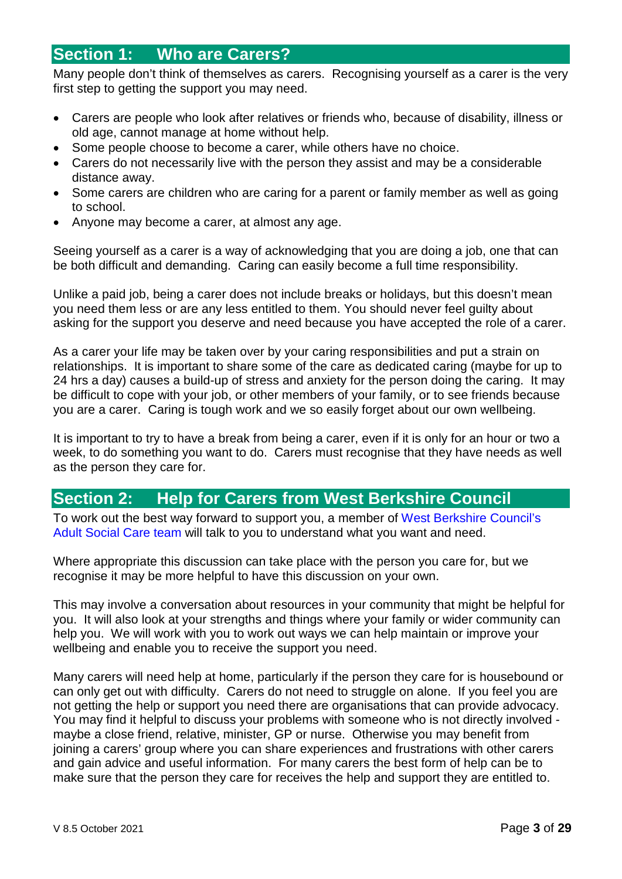## Section 1: Who are Carers?

Many people don't think of themselves as carers. Recognising yourself as a carer is the very first step to getting the support you may need.

- Carers are people who look after relatives or friends who, because of disability, illness or old age, cannot manage at home without help.
- Some people choose to become a carer, while others have no choice.
- Carers do not necessarily live with the person they assist and may be a considerable distance away.
- Some carers are children who are caring for a parent or family member as well as going to school.
- Anyone may become a carer, at almost any age.

Seeing yourself as a carer is a way of acknowledging that you are doing a job, one that can be both difficult and demanding. Caring can easily become a full time responsibility.

Unlike a paid job, being a carer does not include breaks or holidays, but this doesn't mean you need them less or are any less entitled to them. You should never feel guilty about asking for the support you deserve and need because you have accepted the role of a carer.

As a carer your life may be taken over by your caring responsibilities and put a strain on relationships. It is important to share some of the care as dedicated caring (maybe for up to 24 hrs a day) causes a build-up of stress and anxiety for the person doing the caring. It may be difficult to cope with your job, or other members of your family, or to see friends because you are a carer. Caring is tough work and we so easily forget about our own wellbeing.

It is important to try to have a break from being a carer, even if it is only for an hour or two a week, to do something you want to do. Carers must recognise that they have needs as well as the person they care for.

## Section 2: Help for Carers from West Berkshire Council

To work out the best way forward to support you, a member of West Berkshire Council's Adult Social Care team will talk to you to understand what you want and need.

Where appropriate this discussion can take place with the person you care for, but we recognise it may be more helpful to have this discussion on your own.

This may involve a conversation about resources in your community that might be helpful for you. It will also look at your strengths and things where your family or wider community can help you. We will work with you to work out ways we can help maintain or improve your wellbeing and enable you to receive the support you need.

Many carers will need help at home, particularly if the person they care for is housebound or can only get out with difficulty. Carers do not need to struggle on alone. If you feel you are not getting the help or support you need there are organisations that can provide advocacy. You may find it helpful to discuss your problems with someone who is not directly involved - maybe a close friend, relative, minister, GP or nurse. Otherwise you may benefit from joining a carers' group where you can share experiences and frustrations with other carers and gain advice and useful information. For many carers the best form of help can be to make sure that the person they care for receives the help and support they are entitled to.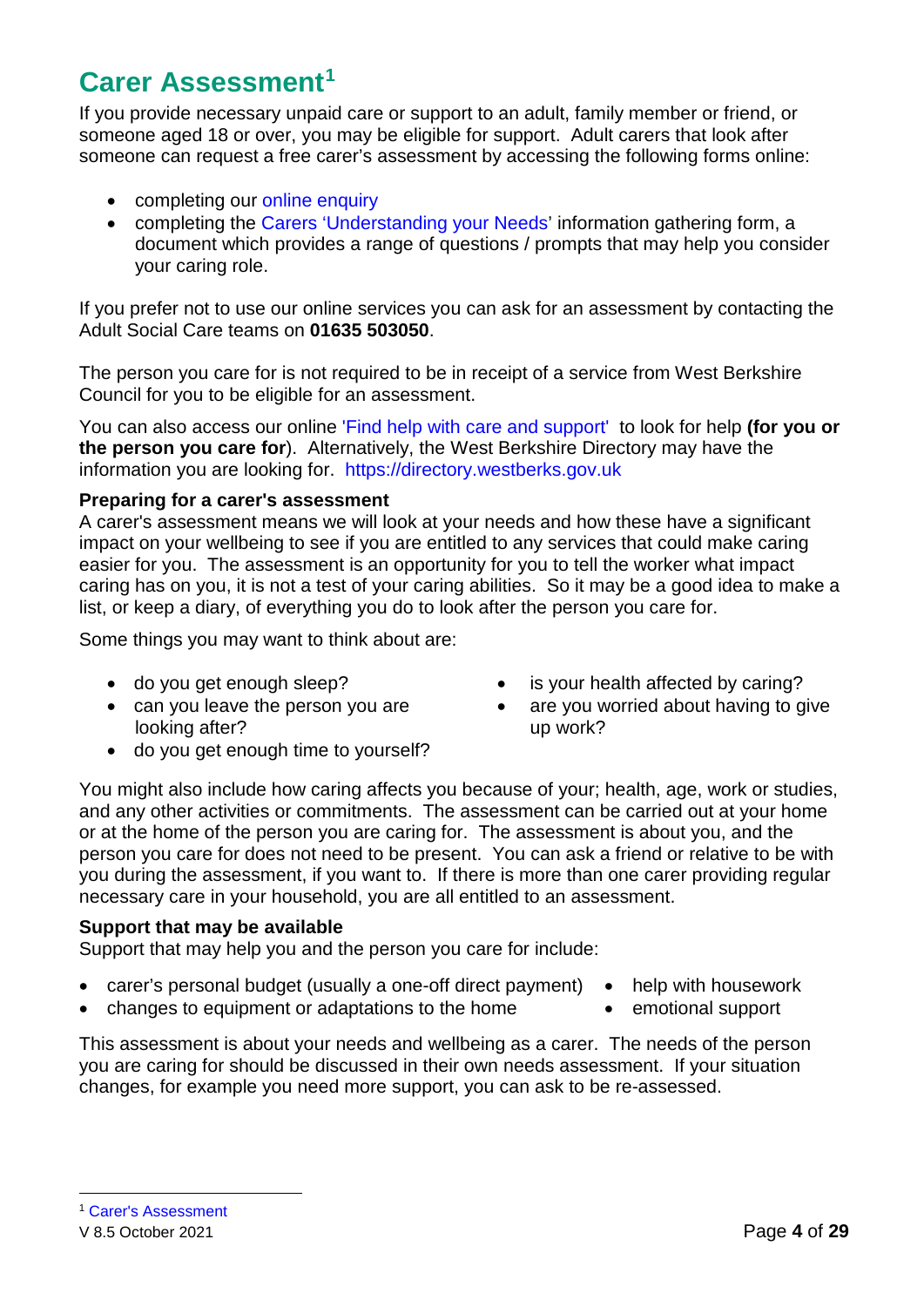# Carer Assessment[1]

If you provide necessary unpaid care or support to an adult, family member or friend, or someone aged 18 or over, you may be eligible for support. Adult carers that look after someone can request a free carer's assessment by accessing the following forms online:

- completing our online enquiry
- completing the Carers 'Understanding your Needs' information gathering form, a document which provides a range of questions / prompts that may help you consider your caring role.

If you prefer not to use our online services you can ask for an assessment by contacting the Adult Social Care teams on **01635 503050**.

The person you care for is not required to be in receipt of a service from West Berkshire Council for you to be eligible for an assessment.

You can also access our online 'Find help with care and support' to look for help **(for you or the person you care for**). Alternatively, the West Berkshire Directory may have the information you are looking for. https://directory.westberks.gov.uk

**Preparing for a carer's assessment**

A carer's assessment means we will look at your needs and how these have a significant impact on your wellbeing to see if you are entitled to any services that could make caring easier for you. The assessment is an opportunity for you to tell the worker what impact caring has on you, it is not a test of your caring abilities. So it may be a good idea to make a list, or keep a diary, of everything you do to look after the person you care for.

Some things you may want to think about are:

- do you get enough sleep?
- can you leave the person you are looking after?
- do you get enough time to yourself?
- is your health affected by caring?
- are you worried about having to give up work?

You might also include how caring affects you because of your; health, age, work or studies, and any other activities or commitments. The assessment can be carried out at your home or at the home of the person you are caring for. The assessment is about you, and the person you care for does not need to be present. You can ask a friend or relative to be with you during the assessment, if you want to. If there is more than one carer providing regular necessary care in your household, you are all entitled to an assessment.

**Support that may be available**

Support that may help you and the person you care for include:

- carer's personal budget (usually a one-off direct payment)
- changes to equipment or adaptations to the home
- help with housework
- emotional support

This assessment is about your needs and wellbeing as a carer. The needs of the person you are caring for should be discussed in their own needs assessment. If your situation changes, for example you need more support, you can ask to be re-assessed.

---

[1] Carer's Assessment

V 8.5 October 2021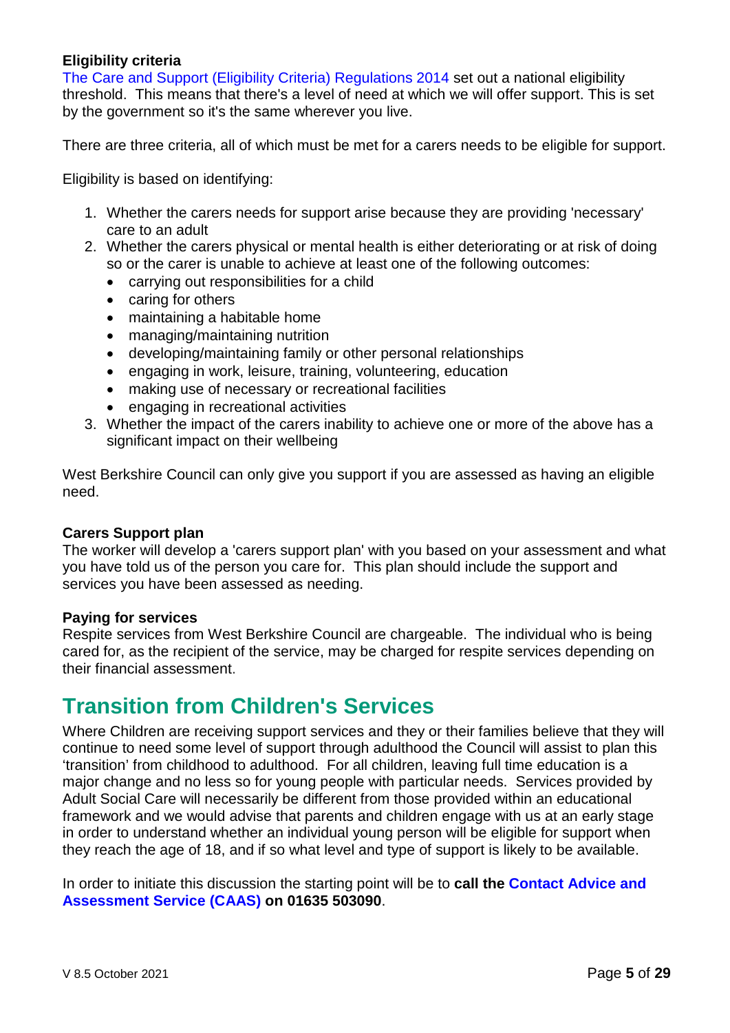### Eligibility criteria

The Care and Support (Eligibility Criteria) Regulations 2014 set out a national eligibility threshold. This means that there's a level of need at which we will offer support. This is set by the government so it's the same wherever you live.

There are three criteria, all of which must be met for a carers needs to be eligible for support.

Eligibility is based on identifying:

1. Whether the carers needs for support arise because they are providing 'necessary' care to an adult
2. Whether the carers physical or mental health is either deteriorating or at risk of doing so or the carer is unable to achieve at least one of the following outcomes:
   - carrying out responsibilities for a child
   - caring for others
   - maintaining a habitable home
   - managing/maintaining nutrition
   - developing/maintaining family or other personal relationships
   - engaging in work, leisure, training, volunteering, education
   - making use of necessary or recreational facilities
   - engaging in recreational activities
3. Whether the impact of the carers inability to achieve one or more of the above has a significant impact on their wellbeing

West Berkshire Council can only give you support if you are assessed as having an eligible need.

### Carers Support plan

The worker will develop a 'carers support plan' with you based on your assessment and what you have told us of the person you care for. This plan should include the support and services you have been assessed as needing.

### Paying for services

Respite services from West Berkshire Council are chargeable. The individual who is being cared for, as the recipient of the service, may be charged for respite services depending on their financial assessment.

## Transition from Children's Services

Where Children are receiving support services and they or their families believe that they will continue to need some level of support through adulthood the Council will assist to plan this 'transition' from childhood to adulthood. For all children, leaving full time education is a major change and no less so for young people with particular needs. Services provided by Adult Social Care will necessarily be different from those provided within an educational framework and we would advise that parents and children engage with us at an early stage in order to understand whether an individual young person will be eligible for support when they reach the age of 18, and if so what level and type of support is likely to be available.

In order to initiate this discussion the starting point will be to **call the Contact Advice and Assessment Service (CAAS) on 01635 503090**.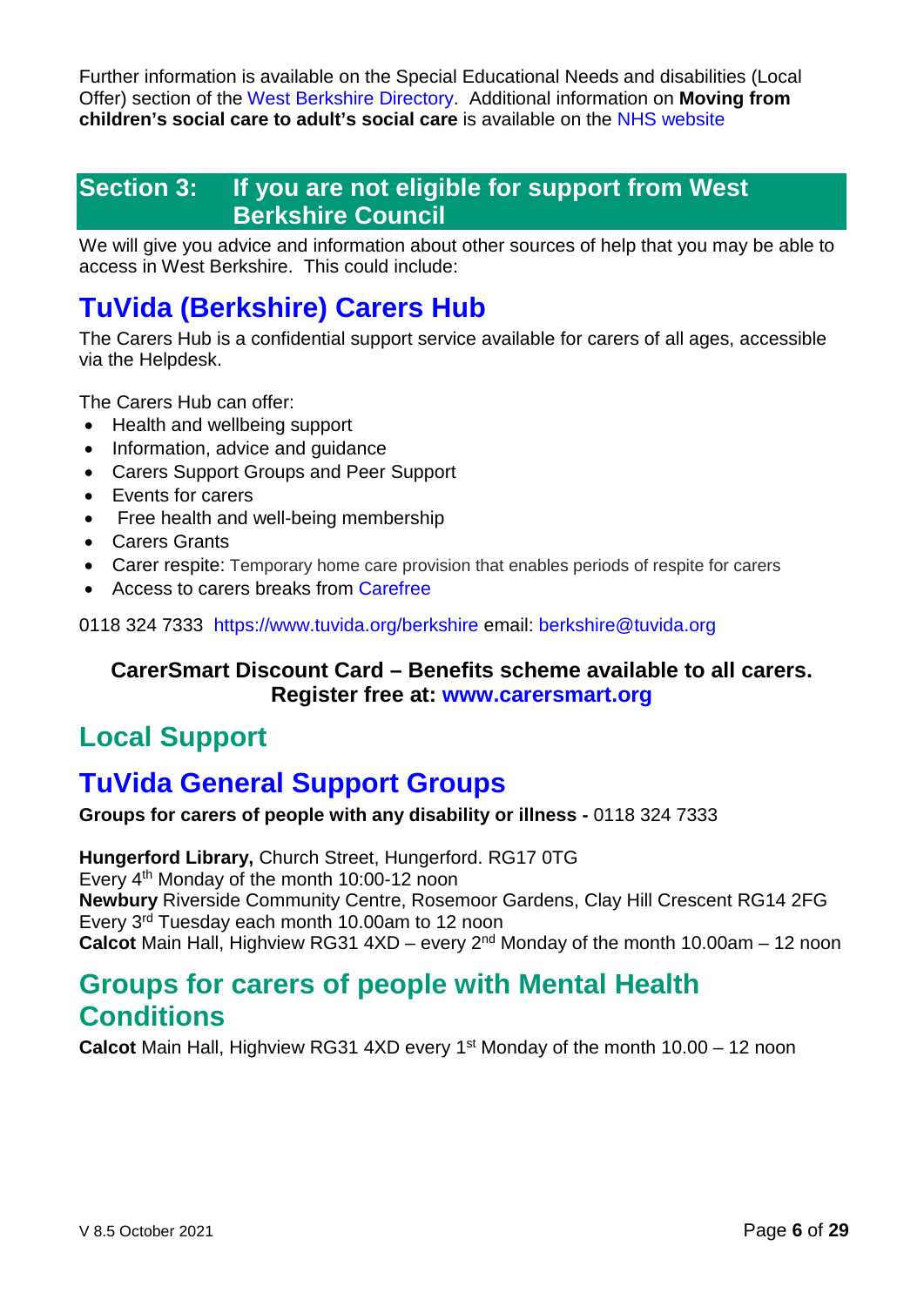Further information is available on the Special Educational Needs and disabilities (Local Offer) section of the West Berkshire Directory. Additional information on **Moving from children's social care to adult's social care** is available on the NHS website

## Section 3: If you are not eligible for support from West Berkshire Council

We will give you advice and information about other sources of help that you may be able to access in West Berkshire. This could include:

## TuVida (Berkshire) Carers Hub

The Carers Hub is a confidential support service available for carers of all ages, accessible via the Helpdesk.

The Carers Hub can offer:

- Health and wellbeing support
- Information, advice and guidance
- Carers Support Groups and Peer Support
- Events for carers
- Free health and well-being membership
- Carers Grants
- Carer respite: Temporary home care provision that enables periods of respite for carers
- Access to carers breaks from Carefree

0118 324 7333 https://www.tuvida.org/berkshire email: berkshire@tuvida.org

**CarerSmart Discount Card – Benefits scheme available to all carers. Register free at: www.carersmart.org**

## Local Support

## TuVida General Support Groups

**Groups for carers of people with any disability or illness -** 0118 324 7333

**Hungerford Library,** Church Street, Hungerford. RG17 0TG
Every 4th Monday of the month 10:00-12 noon
**Newbury** Riverside Community Centre, Rosemoor Gardens, Clay Hill Crescent RG14 2FG
Every 3rd Tuesday each month 10.00am to 12 noon
**Calcot** Main Hall, Highview RG31 4XD – every 2nd Monday of the month 10.00am – 12 noon

## Groups for carers of people with Mental Health Conditions

**Calcot** Main Hall, Highview RG31 4XD every 1st Monday of the month 10.00 – 12 noon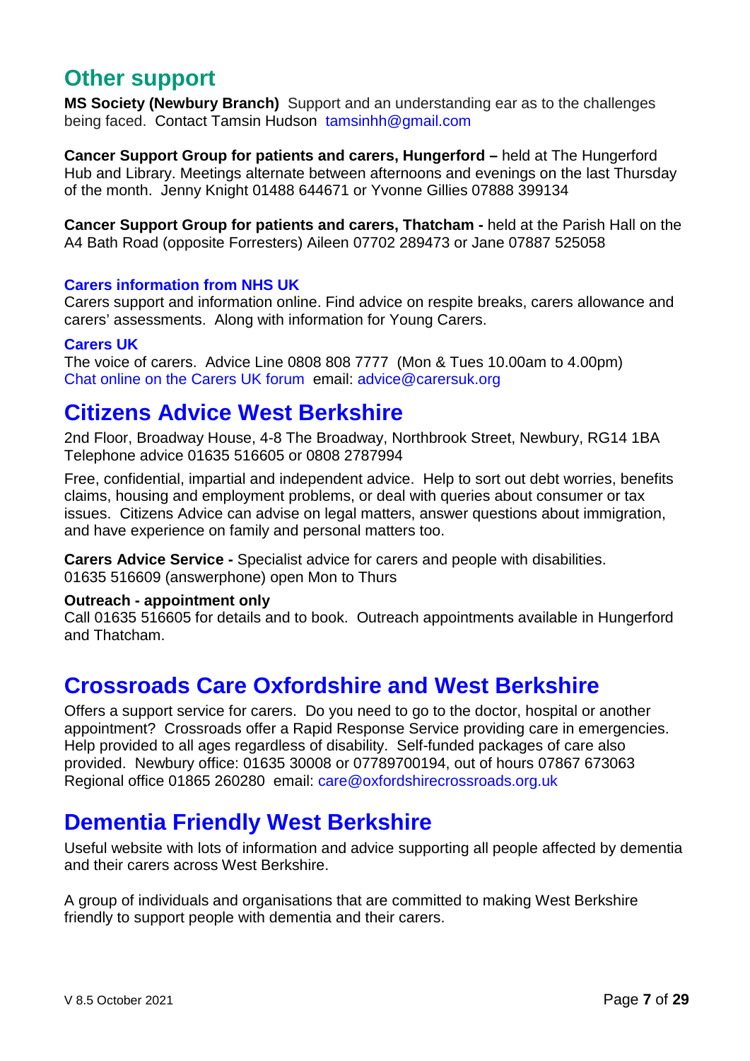## Other support

**MS Society (Newbury Branch)** Support and an understanding ear as to the challenges being faced. Contact Tamsin Hudson tamsinhh@gmail.com

**Cancer Support Group for patients and carers, Hungerford –** held at The Hungerford Hub and Library. Meetings alternate between afternoons and evenings on the last Thursday of the month. Jenny Knight 01488 644671 or Yvonne Gillies 07888 399134

**Cancer Support Group for patients and carers, Thatcham -** held at the Parish Hall on the A4 Bath Road (opposite Forresters) Aileen 07702 289473 or Jane 07887 525058

**Carers information from NHS UK**

Carers support and information online. Find advice on respite breaks, carers allowance and carers' assessments. Along with information for Young Carers.

**Carers UK**

The voice of carers. Advice Line 0808 808 7777 (Mon & Tues 10.00am to 4.00pm)
Chat online on the Carers UK forum email: advice@carersuk.org

## Citizens Advice West Berkshire

2nd Floor, Broadway House, 4-8 The Broadway, Northbrook Street, Newbury, RG14 1BA
Telephone advice 01635 516605 or 0808 2787994

Free, confidential, impartial and independent advice. Help to sort out debt worries, benefits claims, housing and employment problems, or deal with queries about consumer or tax issues. Citizens Advice can advise on legal matters, answer questions about immigration, and have experience on family and personal matters too.

**Carers Advice Service -** Specialist advice for carers and people with disabilities.
01635 516609 (answerphone) open Mon to Thurs

**Outreach - appointment only**

Call 01635 516605 for details and to book. Outreach appointments available in Hungerford and Thatcham.

## Crossroads Care Oxfordshire and West Berkshire

Offers a support service for carers. Do you need to go to the doctor, hospital or another appointment? Crossroads offer a Rapid Response Service providing care in emergencies. Help provided to all ages regardless of disability. Self-funded packages of care also provided. Newbury office: 01635 30008 or 07789700194, out of hours 07867 673063
Regional office 01865 260280 email: care@oxfordshirecrossroads.org.uk

## Dementia Friendly West Berkshire

Useful website with lots of information and advice supporting all people affected by dementia and their carers across West Berkshire.

A group of individuals and organisations that are committed to making West Berkshire friendly to support people with dementia and their carers.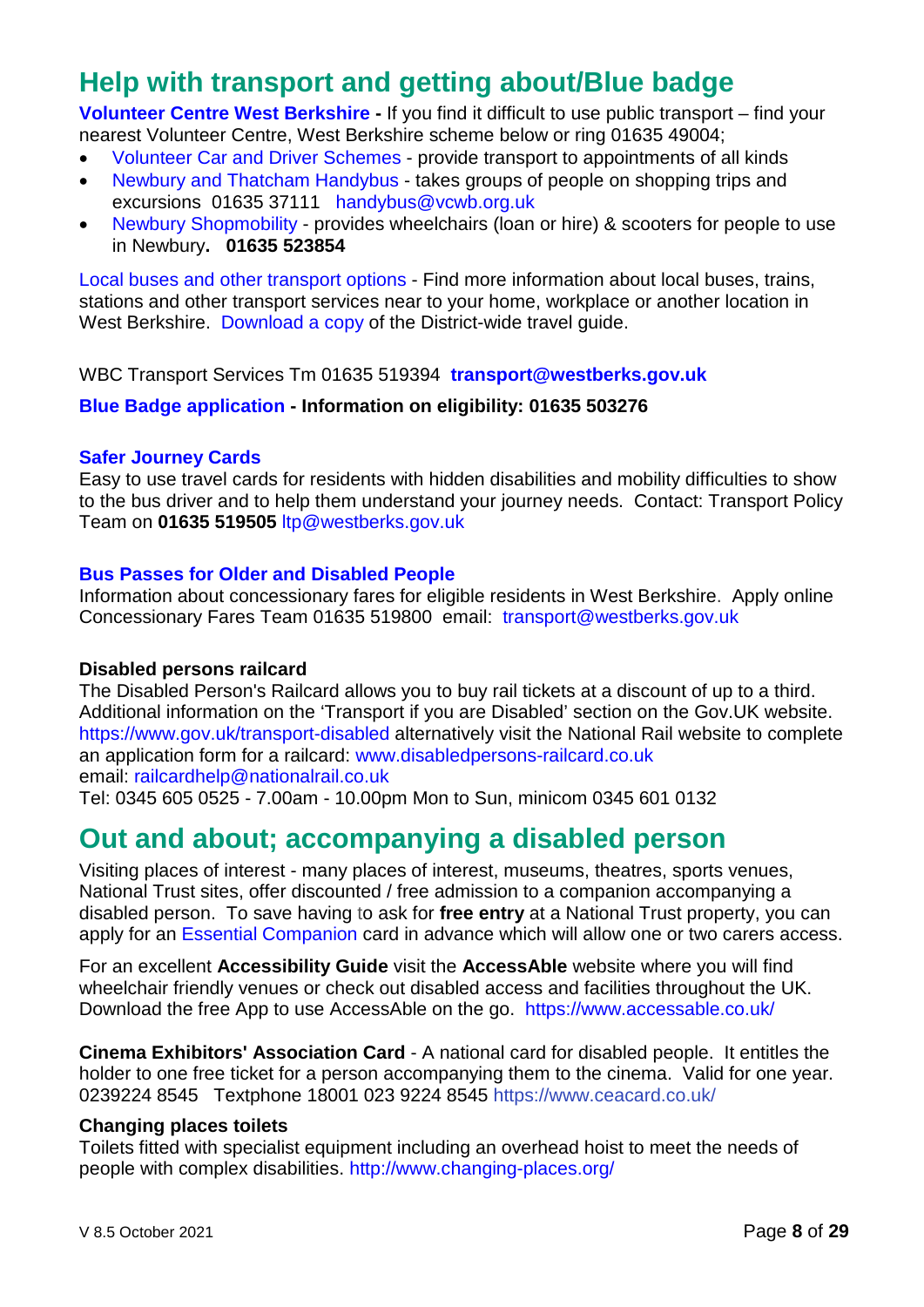## Help with transport and getting about/Blue badge

**Volunteer Centre West Berkshire -** If you find it difficult to use public transport – find your nearest Volunteer Centre, West Berkshire scheme below or ring 01635 49004;

- Volunteer Car and Driver Schemes - provide transport to appointments of all kinds
- Newbury and Thatcham Handybus - takes groups of people on shopping trips and excursions 01635 37111 handybus@vcwb.org.uk
- Newbury Shopmobility - provides wheelchairs (loan or hire) & scooters for people to use in Newbury**. 01635 523854**

Local buses and other transport options - Find more information about local buses, trains, stations and other transport services near to your home, workplace or another location in West Berkshire. Download a copy of the District-wide travel guide.

WBC Transport Services Tm 01635 519394 **transport@westberks.gov.uk**

**Blue Badge application - Information on eligibility: 01635 503276**

### Safer Journey Cards

Easy to use travel cards for residents with hidden disabilities and mobility difficulties to show to the bus driver and to help them understand your journey needs. Contact: Transport Policy Team on **01635 519505** ltp@westberks.gov.uk

### Bus Passes for Older and Disabled People

Information about concessionary fares for eligible residents in West Berkshire. Apply online Concessionary Fares Team 01635 519800 email: transport@westberks.gov.uk

### Disabled persons railcard

The Disabled Person's Railcard allows you to buy rail tickets at a discount of up to a third. Additional information on the 'Transport if you are Disabled' section on the Gov.UK website. https://www.gov.uk/transport-disabled alternatively visit the National Rail website to complete an application form for a railcard: www.disabledpersons-railcard.co.uk
email: railcardhelp@nationalrail.co.uk
Tel: 0345 605 0525 - 7.00am - 10.00pm Mon to Sun, minicom 0345 601 0132

## Out and about; accompanying a disabled person

Visiting places of interest - many places of interest, museums, theatres, sports venues, National Trust sites, offer discounted / free admission to a companion accompanying a disabled person. To save having to ask for **free entry** at a National Trust property, you can apply for an Essential Companion card in advance which will allow one or two carers access.

For an excellent **Accessibility Guide** visit the **AccessAble** website where you will find wheelchair friendly venues or check out disabled access and facilities throughout the UK. Download the free App to use AccessAble on the go. https://www.accessable.co.uk/

**Cinema Exhibitors' Association Card** - A national card for disabled people. It entitles the holder to one free ticket for a person accompanying them to the cinema. Valid for one year. 0239224 8545 Textphone 18001 023 9224 8545 https://www.ceacard.co.uk/

### Changing places toilets

Toilets fitted with specialist equipment including an overhead hoist to meet the needs of people with complex disabilities. http://www.changing-places.org/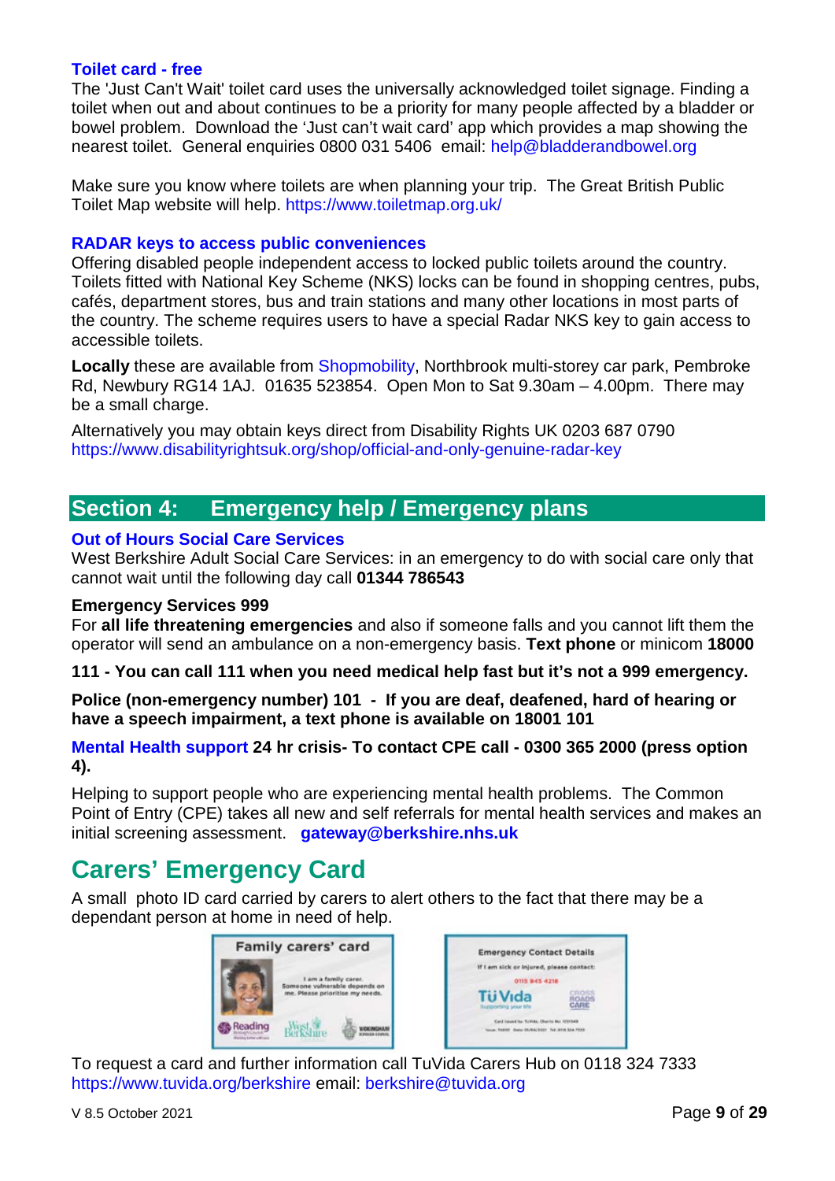### Toilet card - free

The 'Just Can't Wait' toilet card uses the universally acknowledged toilet signage. Finding a toilet when out and about continues to be a priority for many people affected by a bladder or bowel problem. Download the 'Just can't wait card' app which provides a map showing the nearest toilet. General enquiries 0800 031 5406 email: help@bladderandbowel.org

Make sure you know where toilets are when planning your trip. The Great British Public Toilet Map website will help. https://www.toiletmap.org.uk/

### RADAR keys to access public conveniences

Offering disabled people independent access to locked public toilets around the country. Toilets fitted with National Key Scheme (NKS) locks can be found in shopping centres, pubs, cafés, department stores, bus and train stations and many other locations in most parts of the country. The scheme requires users to have a special Radar NKS key to gain access to accessible toilets.

**Locally** these are available from Shopmobility, Northbrook multi-storey car park, Pembroke Rd, Newbury RG14 1AJ. 01635 523854. Open Mon to Sat 9.30am – 4.00pm. There may be a small charge.

Alternatively you may obtain keys direct from Disability Rights UK 0203 687 0790 https://www.disabilityrightsuk.org/shop/official-and-only-genuine-radar-key

## Section 4: Emergency help / Emergency plans

### Out of Hours Social Care Services

West Berkshire Adult Social Care Services: in an emergency to do with social care only that cannot wait until the following day call **01344 786543**

**Emergency Services 999**

For **all life threatening emergencies** and also if someone falls and you cannot lift them the operator will send an ambulance on a non-emergency basis. **Text phone** or minicom **18000**

**111 - You can call 111 when you need medical help fast but it's not a 999 emergency.**

**Police (non-emergency number) 101 - If you are deaf, deafened, hard of hearing or have a speech impairment, a text phone is available on 18001 101**

**Mental Health support 24 hr crisis- To contact CPE call - 0300 365 2000 (press option 4).**

Helping to support people who are experiencing mental health problems. The Common Point of Entry (CPE) takes all new and self referrals for mental health services and makes an initial screening assessment. **gateway@berkshire.nhs.uk**

## Carers' Emergency Card

A small photo ID card carried by carers to alert others to the fact that there may be a dependant person at home in need of help.

To request a card and further information call TuVida Carers Hub on 0118 324 7333 https://www.tuvida.org/berkshire email: berkshire@tuvida.org

V 8.5 October 2021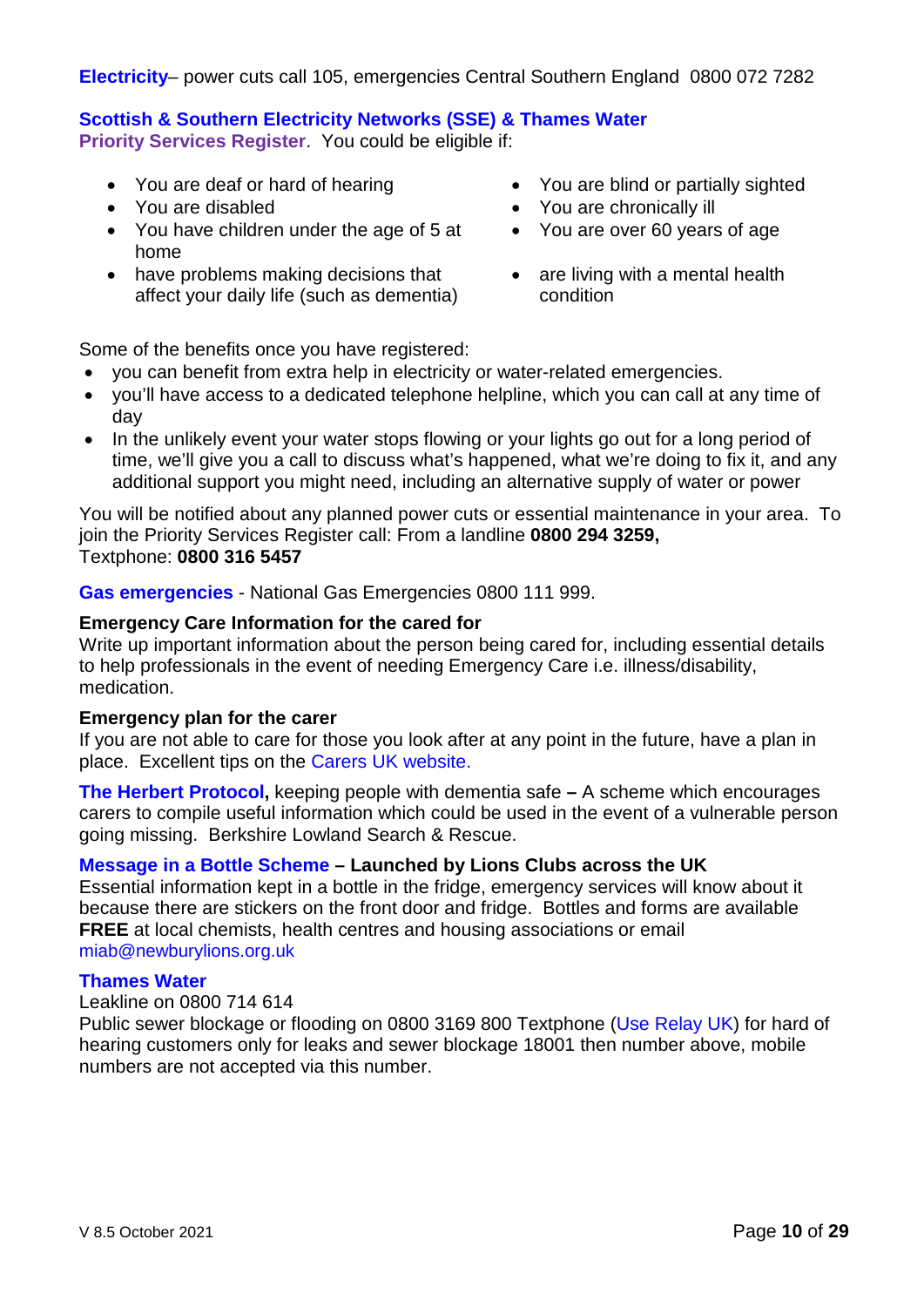**Electricity**– power cuts call 105, emergencies Central Southern England 0800 072 7282

**Scottish & Southern Electricity Networks (SSE) & Thames Water**
**Priority Services Register**. You could be eligible if:

- You are deaf or hard of hearing
- You are disabled
- You have children under the age of 5 at home
- have problems making decisions that affect your daily life (such as dementia)
- You are blind or partially sighted
- You are chronically ill
- You are over 60 years of age
- are living with a mental health condition

Some of the benefits once you have registered:

- you can benefit from extra help in electricity or water-related emergencies.
- you'll have access to a dedicated telephone helpline, which you can call at any time of day
- In the unlikely event your water stops flowing or your lights go out for a long period of time, we'll give you a call to discuss what's happened, what we're doing to fix it, and any additional support you might need, including an alternative supply of water or power

You will be notified about any planned power cuts or essential maintenance in your area. To join the Priority Services Register call: From a landline **0800 294 3259,**
Textphone: **0800 316 5457**

**Gas emergencies** - National Gas Emergencies 0800 111 999.

**Emergency Care Information for the cared for**
Write up important information about the person being cared for, including essential details to help professionals in the event of needing Emergency Care i.e. illness/disability, medication.

**Emergency plan for the carer**
If you are not able to care for those you look after at any point in the future, have a plan in place. Excellent tips on the Carers UK website.

**The Herbert Protocol,** keeping people with dementia safe **–** A scheme which encourages carers to compile useful information which could be used in the event of a vulnerable person going missing. Berkshire Lowland Search & Rescue.

**Message in a Bottle Scheme – Launched by Lions Clubs across the UK**
Essential information kept in a bottle in the fridge, emergency services will know about it because there are stickers on the front door and fridge. Bottles and forms are available **FREE** at local chemists, health centres and housing associations or email miab@newburylions.org.uk

**Thames Water**
Leakline on 0800 714 614
Public sewer blockage or flooding on 0800 3169 800 Textphone (Use Relay UK) for hard of hearing customers only for leaks and sewer blockage 18001 then number above, mobile numbers are not accepted via this number.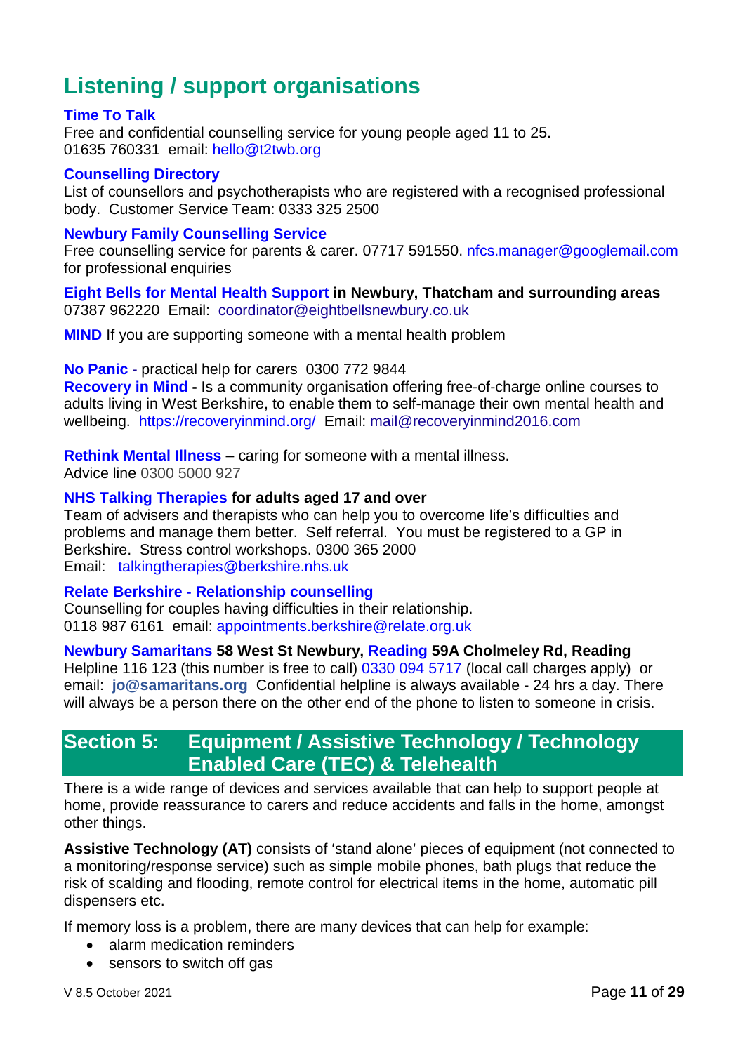## Listening / support organisations

**Time To Talk**
Free and confidential counselling service for young people aged 11 to 25.
01635 760331 email: hello@t2twb.org

**Counselling Directory**
List of counsellors and psychotherapists who are registered with a recognised professional body. Customer Service Team: 0333 325 2500

**Newbury Family Counselling Service**
Free counselling service for parents & carer. 07717 591550. nfcs.manager@googlemail.com for professional enquiries

**Eight Bells for Mental Health Support in Newbury, Thatcham and surrounding areas**
07387 962220 Email: coordinator@eightbellsnewbury.co.uk

**MIND** If you are supporting someone with a mental health problem

**No Panic** - practical help for carers 0300 772 9844
**Recovery in Mind -** Is a community organisation offering free-of-charge online courses to adults living in West Berkshire, to enable them to self-manage their own mental health and wellbeing. https://recoveryinmind.org/ Email: mail@recoveryinmind2016.com

**Rethink Mental Illness** – caring for someone with a mental illness.
Advice line 0300 5000 927

**NHS Talking Therapies for adults aged 17 and over**
Team of advisers and therapists who can help you to overcome life's difficulties and problems and manage them better. Self referral. You must be registered to a GP in Berkshire. Stress control workshops. 0300 365 2000
Email: talkingtherapies@berkshire.nhs.uk

**Relate Berkshire - Relationship counselling**
Counselling for couples having difficulties in their relationship.
0118 987 6161 email: appointments.berkshire@relate.org.uk

**Newbury Samaritans 58 West St Newbury, Reading 59A Cholmeley Rd, Reading**
Helpline 116 123 (this number is free to call) 0330 094 5717 (local call charges apply) or email: **jo@samaritans.org** Confidential helpline is always available - 24 hrs a day. There will always be a person there on the other end of the phone to listen to someone in crisis.

## Section 5: Equipment / Assistive Technology / Technology Enabled Care (TEC) & Telehealth

There is a wide range of devices and services available that can help to support people at home, provide reassurance to carers and reduce accidents and falls in the home, amongst other things.

**Assistive Technology (AT)** consists of 'stand alone' pieces of equipment (not connected to a monitoring/response service) such as simple mobile phones, bath plugs that reduce the risk of scalding and flooding, remote control for electrical items in the home, automatic pill dispensers etc.

If memory loss is a problem, there are many devices that can help for example:

- alarm medication reminders
- sensors to switch off gas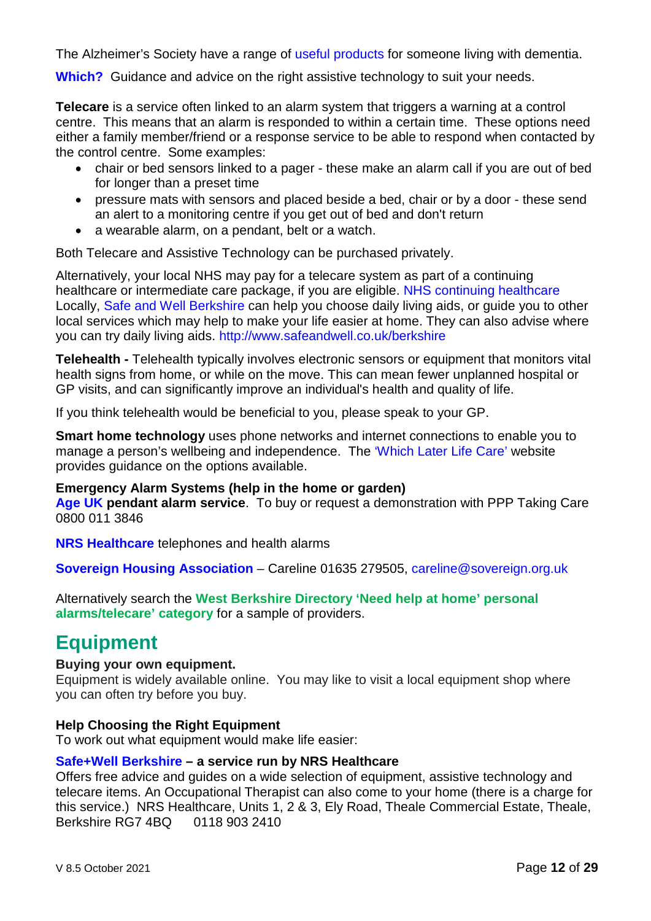The Alzheimer's Society have a range of useful products for someone living with dementia.

**Which?** Guidance and advice on the right assistive technology to suit your needs.

**Telecare** is a service often linked to an alarm system that triggers a warning at a control centre. This means that an alarm is responded to within a certain time. These options need either a family member/friend or a response service to be able to respond when contacted by the control centre. Some examples:

- chair or bed sensors linked to a pager - these make an alarm call if you are out of bed for longer than a preset time
- pressure mats with sensors and placed beside a bed, chair or by a door - these send an alert to a monitoring centre if you get out of bed and don't return
- a wearable alarm, on a pendant, belt or a watch.

Both Telecare and Assistive Technology can be purchased privately.

Alternatively, your local NHS may pay for a telecare system as part of a continuing healthcare or intermediate care package, if you are eligible. NHS continuing healthcare Locally, Safe and Well Berkshire can help you choose daily living aids, or guide you to other local services which may help to make your life easier at home. They can also advise where you can try daily living aids. http://www.safeandwell.co.uk/berkshire

**Telehealth -** Telehealth typically involves electronic sensors or equipment that monitors vital health signs from home, or while on the move. This can mean fewer unplanned hospital or GP visits, and can significantly improve an individual's health and quality of life.

If you think telehealth would be beneficial to you, please speak to your GP.

**Smart home technology** uses phone networks and internet connections to enable you to manage a person's wellbeing and independence. The 'Which Later Life Care' website provides guidance on the options available.

**Emergency Alarm Systems (help in the home or garden)**
**Age UK pendant alarm service**. To buy or request a demonstration with PPP Taking Care 0800 011 3846

**NRS Healthcare** telephones and health alarms

**Sovereign Housing Association** – Careline 01635 279505, careline@sovereign.org.uk

Alternatively search the **West Berkshire Directory 'Need help at home' personal alarms/telecare' category** for a sample of providers.

# Equipment

**Buying your own equipment.**
Equipment is widely available online. You may like to visit a local equipment shop where you can often try before you buy.

**Help Choosing the Right Equipment**
To work out what equipment would make life easier:

**Safe+Well Berkshire – a service run by NRS Healthcare**
Offers free advice and guides on a wide selection of equipment, assistive technology and telecare items. An Occupational Therapist can also come to your home (there is a charge for this service.) NRS Healthcare, Units 1, 2 & 3, Ely Road, Theale Commercial Estate, Theale, Berkshire RG7 4BQ 0118 903 2410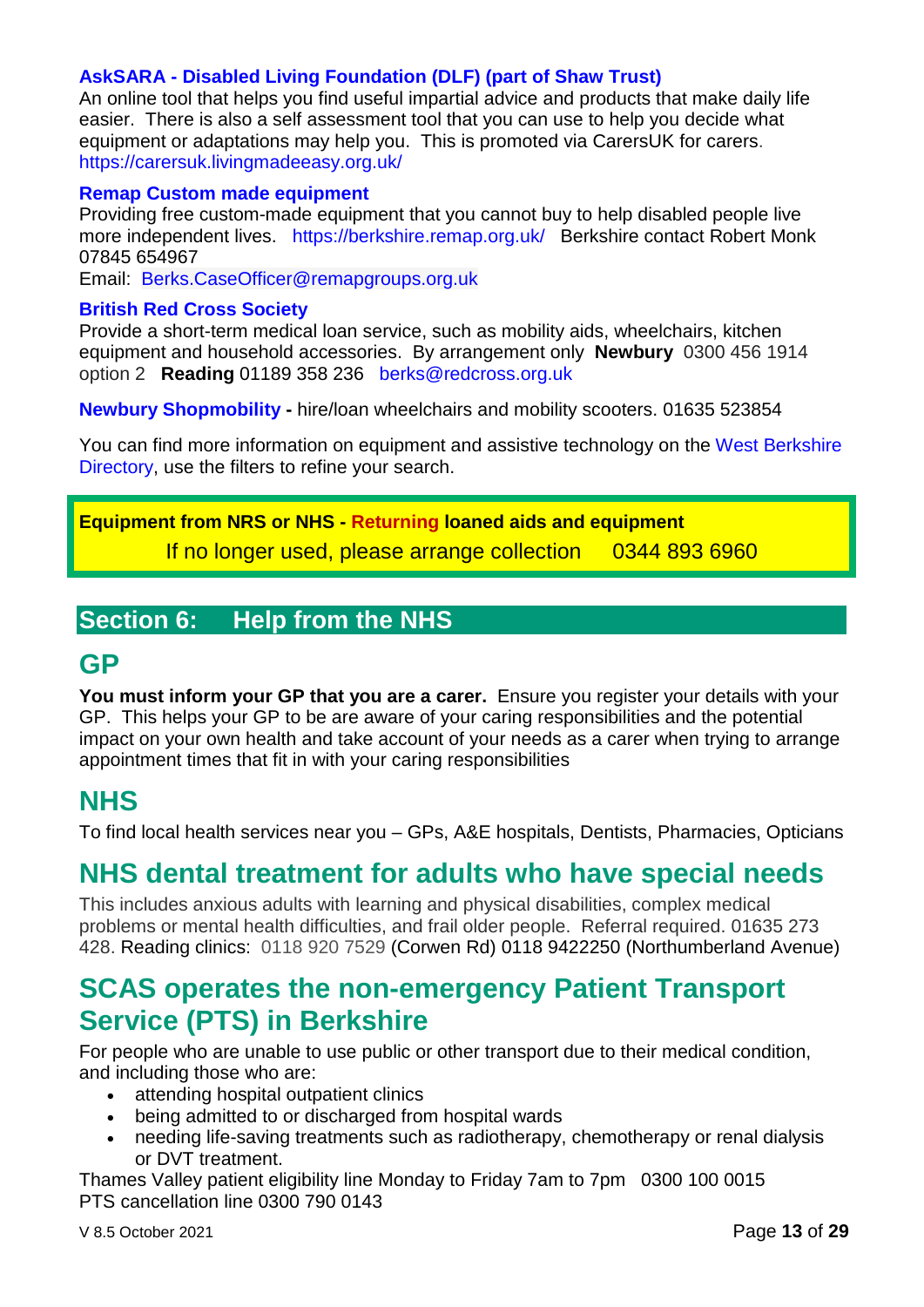### AskSARA - Disabled Living Foundation (DLF) (part of Shaw Trust)

An online tool that helps you find useful impartial advice and products that make daily life easier. There is also a self assessment tool that you can use to help you decide what equipment or adaptations may help you. This is promoted via CarersUK for carers. https://carersuk.livingmadeeasy.org.uk/

### Remap Custom made equipment

Providing free custom-made equipment that you cannot buy to help disabled people live more independent lives. https://berkshire.remap.org.uk/ Berkshire contact Robert Monk 07845 654967

Email: Berks.CaseOfficer@remapgroups.org.uk

### British Red Cross Society

Provide a short-term medical loan service, such as mobility aids, wheelchairs, kitchen equipment and household accessories. By arrangement only **Newbury** 0300 456 1914 option 2 **Reading** 01189 358 236 berks@redcross.org.uk

**Newbury Shopmobility -** hire/loan wheelchairs and mobility scooters. 01635 523854

You can find more information on equipment and assistive technology on the West Berkshire Directory, use the filters to refine your search.

**Equipment from NRS or NHS - Returning loaned aids and equipment**

If no longer used, please arrange collection 0344 893 6960

## Section 6: Help from the NHS

## GP

**You must inform your GP that you are a carer.** Ensure you register your details with your GP. This helps your GP to be are aware of your caring responsibilities and the potential impact on your own health and take account of your needs as a carer when trying to arrange appointment times that fit in with your caring responsibilities

## NHS

To find local health services near you – GPs, A&E hospitals, Dentists, Pharmacies, Opticians

## NHS dental treatment for adults who have special needs

This includes anxious adults with learning and physical disabilities, complex medical problems or mental health difficulties, and frail older people. Referral required. 01635 273 428. Reading clinics: 0118 920 7529 (Corwen Rd) 0118 9422250 (Northumberland Avenue)

## SCAS operates the non-emergency Patient Transport Service (PTS) in Berkshire

For people who are unable to use public or other transport due to their medical condition, and including those who are:

- attending hospital outpatient clinics
- being admitted to or discharged from hospital wards
- needing life-saving treatments such as radiotherapy, chemotherapy or renal dialysis or DVT treatment.

Thames Valley patient eligibility line Monday to Friday 7am to 7pm 0300 100 0015
PTS cancellation line 0300 790 0143

V 8.5 October 2021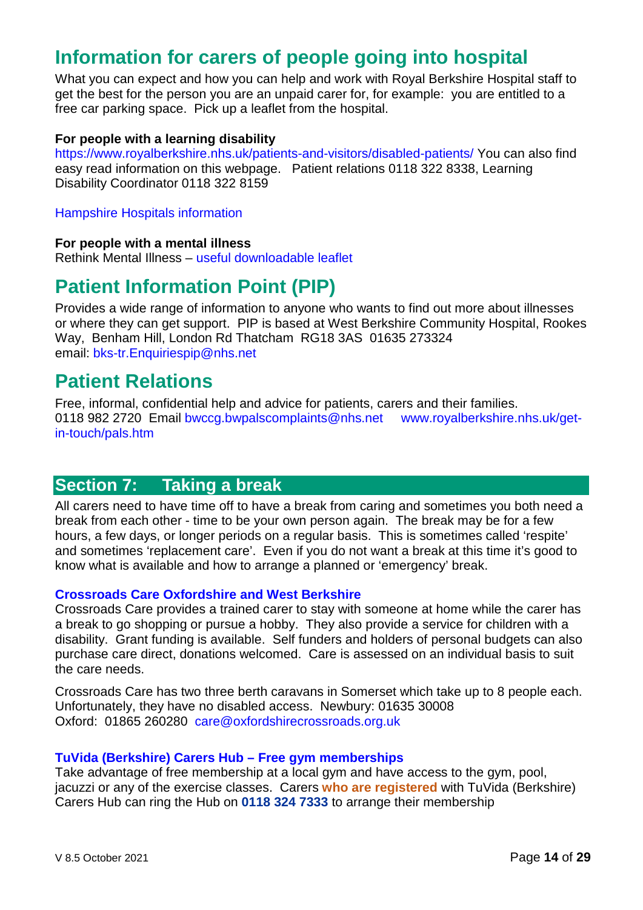## Information for carers of people going into hospital

What you can expect and how you can help and work with Royal Berkshire Hospital staff to get the best for the person you are an unpaid carer for, for example: you are entitled to a free car parking space. Pick up a leaflet from the hospital.

**For people with a learning disability**
https://www.royalberkshire.nhs.uk/patients-and-visitors/disabled-patients/ You can also find easy read information on this webpage. Patient relations 0118 322 8338, Learning Disability Coordinator 0118 322 8159

Hampshire Hospitals information

**For people with a mental illness**
Rethink Mental Illness – useful downloadable leaflet

## Patient Information Point (PIP)

Provides a wide range of information to anyone who wants to find out more about illnesses or where they can get support. PIP is based at West Berkshire Community Hospital, Rookes Way, Benham Hill, London Rd Thatcham RG18 3AS 01635 273324
email: bks-tr.Enquiriespip@nhs.net

## Patient Relations

Free, informal, confidential help and advice for patients, carers and their families.
0118 982 2720 Email bwccg.bwpalscomplaints@nhs.net www.royalberkshire.nhs.uk/get-in-touch/pals.htm

# Section 7: Taking a break

All carers need to have time off to have a break from caring and sometimes you both need a break from each other - time to be your own person again. The break may be for a few hours, a few days, or longer periods on a regular basis. This is sometimes called 'respite' and sometimes 'replacement care'. Even if you do not want a break at this time it's good to know what is available and how to arrange a planned or 'emergency' break.

### Crossroads Care Oxfordshire and West Berkshire

Crossroads Care provides a trained carer to stay with someone at home while the carer has a break to go shopping or pursue a hobby. They also provide a service for children with a disability. Grant funding is available. Self funders and holders of personal budgets can also purchase care direct, donations welcomed. Care is assessed on an individual basis to suit the care needs.

Crossroads Care has two three berth caravans in Somerset which take up to 8 people each. Unfortunately, they have no disabled access. Newbury: 01635 30008
Oxford: 01865 260280 care@oxfordshirecrossroads.org.uk

### TuVida (Berkshire) Carers Hub – Free gym memberships

Take advantage of free membership at a local gym and have access to the gym, pool, jacuzzi or any of the exercise classes. Carers **who are registered** with TuVida (Berkshire) Carers Hub can ring the Hub on **0118 324 7333** to arrange their membership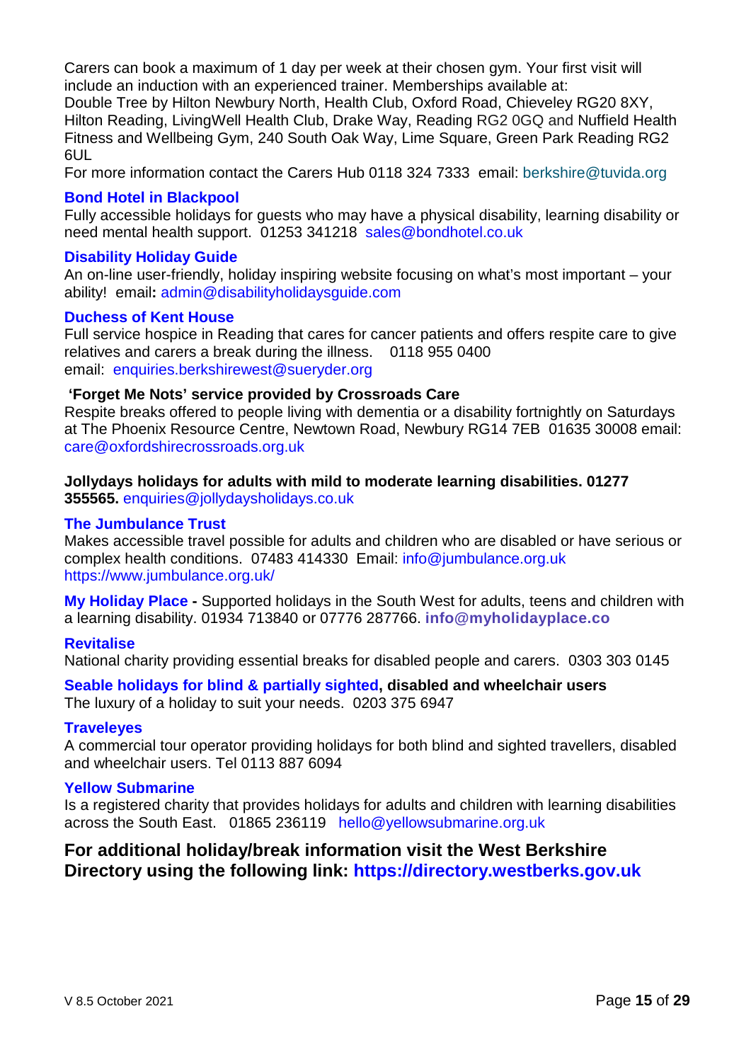Carers can book a maximum of 1 day per week at their chosen gym. Your first visit will include an induction with an experienced trainer. Memberships available at:
Double Tree by Hilton Newbury North, Health Club, Oxford Road, Chieveley RG20 8XY, Hilton Reading, LivingWell Health Club, Drake Way, Reading RG2 0GQ and Nuffield Health Fitness and Wellbeing Gym, 240 South Oak Way, Lime Square, Green Park Reading RG2 6UL
For more information contact the Carers Hub 0118 324 7333 email: berkshire@tuvida.org

**Bond Hotel in Blackpool**
Fully accessible holidays for guests who may have a physical disability, learning disability or need mental health support. 01253 341218 sales@bondhotel.co.uk

**Disability Holiday Guide**
An on-line user-friendly, holiday inspiring website focusing on what's most important – your ability! email**:** admin@disabilityholidaysguide.com

**Duchess of Kent House**
Full service hospice in Reading that cares for cancer patients and offers respite care to give relatives and carers a break during the illness. 0118 955 0400
email: enquiries.berkshirewest@sueryder.org

**'Forget Me Nots' service provided by Crossroads Care**
Respite breaks offered to people living with dementia or a disability fortnightly on Saturdays at The Phoenix Resource Centre, Newtown Road, Newbury RG14 7EB 01635 30008 email: care@oxfordshirecrossroads.org.uk

**Jollydays holidays for adults with mild to moderate learning disabilities. 01277 355565.** enquiries@jollydaysholidays.co.uk

**The Jumbulance Trust**
Makes accessible travel possible for adults and children who are disabled or have serious or complex health conditions. 07483 414330 Email: info@jumbulance.org.uk
https://www.jumbulance.org.uk/

**My Holiday Place -** Supported holidays in the South West for adults, teens and children with a learning disability. 01934 713840 or 07776 287766. **info@myholidayplace.co**

**Revitalise**
National charity providing essential breaks for disabled people and carers. 0303 303 0145

**Seable holidays for blind & partially sighted, disabled and wheelchair users**
The luxury of a holiday to suit your needs. 0203 375 6947

**Traveleyes**
A commercial tour operator providing holidays for both blind and sighted travellers, disabled and wheelchair users. Tel 0113 887 6094

**Yellow Submarine**
Is a registered charity that provides holidays for adults and children with learning disabilities across the South East. 01865 236119 hello@yellowsubmarine.org.uk

### For additional holiday/break information visit the West Berkshire Directory using the following link: https://directory.westberks.gov.uk

V 8.5 October 2021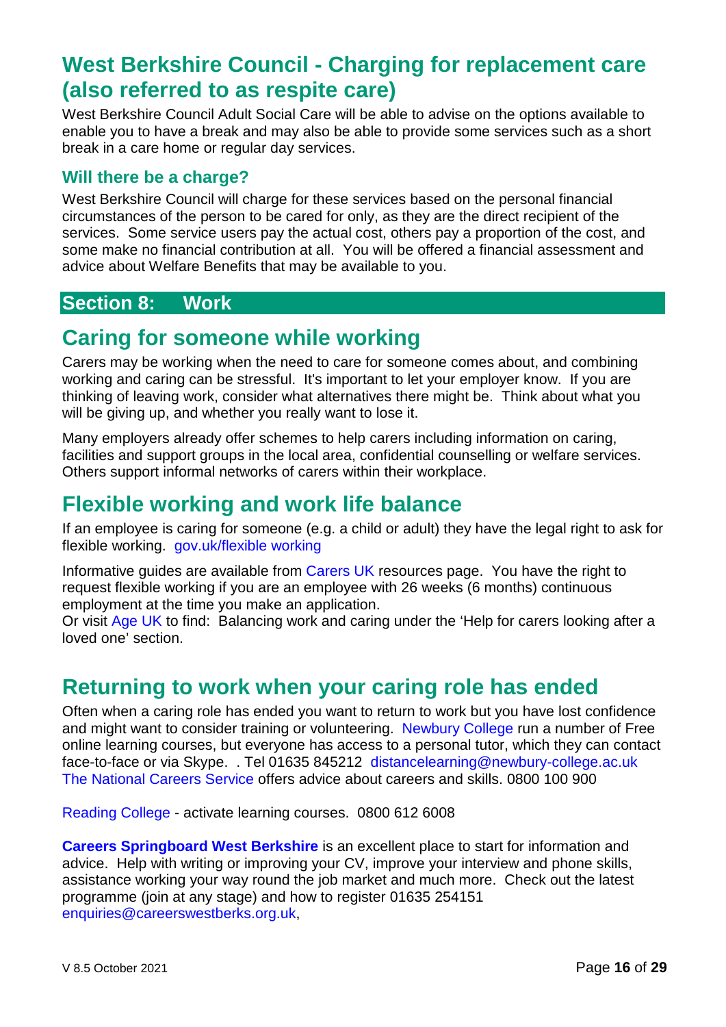## West Berkshire Council - Charging for replacement care (also referred to as respite care)

West Berkshire Council Adult Social Care will be able to advise on the options available to enable you to have a break and may also be able to provide some services such as a short break in a care home or regular day services.

### Will there be a charge?

West Berkshire Council will charge for these services based on the personal financial circumstances of the person to be cared for only, as they are the direct recipient of the services. Some service users pay the actual cost, others pay a proportion of the cost, and some make no financial contribution at all. You will be offered a financial assessment and advice about Welfare Benefits that may be available to you.

# Section 8: Work

## Caring for someone while working

Carers may be working when the need to care for someone comes about, and combining working and caring can be stressful. It's important to let your employer know. If you are thinking of leaving work, consider what alternatives there might be. Think about what you will be giving up, and whether you really want to lose it.

Many employers already offer schemes to help carers including information on caring, facilities and support groups in the local area, confidential counselling or welfare services. Others support informal networks of carers within their workplace.

## Flexible working and work life balance

If an employee is caring for someone (e.g. a child or adult) they have the legal right to ask for flexible working. gov.uk/flexible working

Informative guides are available from Carers UK resources page. You have the right to request flexible working if you are an employee with 26 weeks (6 months) continuous employment at the time you make an application.
Or visit Age UK to find: Balancing work and caring under the 'Help for carers looking after a loved one' section.

## Returning to work when your caring role has ended

Often when a caring role has ended you want to return to work but you have lost confidence and might want to consider training or volunteering. Newbury College run a number of Free online learning courses, but everyone has access to a personal tutor, which they can contact face-to-face or via Skype. . Tel 01635 845212 distancelearning@newbury-college.ac.uk
The National Careers Service offers advice about careers and skills. 0800 100 900

Reading College - activate learning courses. 0800 612 6008

**Careers Springboard West Berkshire** is an excellent place to start for information and advice. Help with writing or improving your CV, improve your interview and phone skills, assistance working your way round the job market and much more. Check out the latest programme (join at any stage) and how to register 01635 254151
enquiries@careerswestberks.org.uk,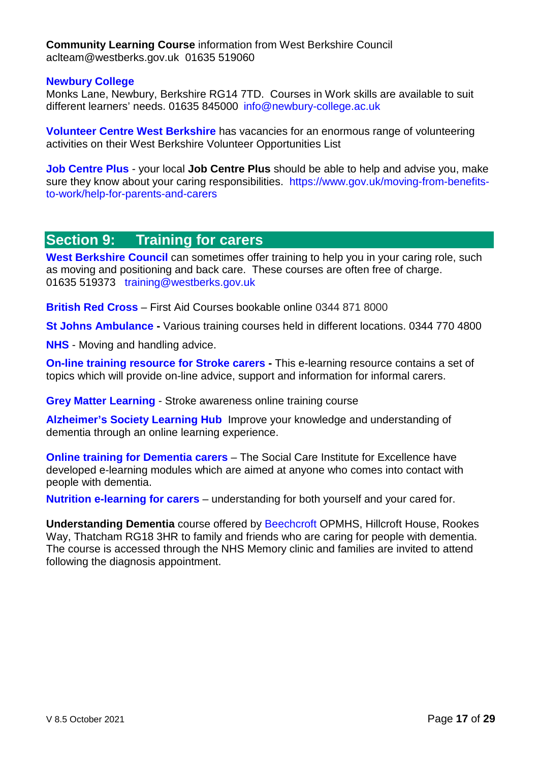**Community Learning Course** information from West Berkshire Council aclteam@westberks.gov.uk 01635 519060

**Newbury College**
Monks Lane, Newbury, Berkshire RG14 7TD. Courses in Work skills are available to suit different learners' needs. 01635 845000 info@newbury-college.ac.uk

**Volunteer Centre West Berkshire** has vacancies for an enormous range of volunteering activities on their West Berkshire Volunteer Opportunities List

**Job Centre Plus** - your local **Job Centre Plus** should be able to help and advise you, make sure they know about your caring responsibilities. https://www.gov.uk/moving-from-benefits-to-work/help-for-parents-and-carers

## Section 9: Training for carers

**West Berkshire Council** can sometimes offer training to help you in your caring role, such as moving and positioning and back care. These courses are often free of charge. 01635 519373 training@westberks.gov.uk

**British Red Cross** – First Aid Courses bookable online 0344 871 8000

**St Johns Ambulance -** Various training courses held in different locations. 0344 770 4800

**NHS** - Moving and handling advice.

**On-line training resource for Stroke carers -** This e-learning resource contains a set of topics which will provide on-line advice, support and information for informal carers.

**Grey Matter Learning** - Stroke awareness online training course

**Alzheimer's Society Learning Hub** Improve your knowledge and understanding of dementia through an online learning experience.

**Online training for Dementia carers** – The Social Care Institute for Excellence have developed e-learning modules which are aimed at anyone who comes into contact with people with dementia.

**Nutrition e-learning for carers** – understanding for both yourself and your cared for.

**Understanding Dementia** course offered by Beechcroft OPMHS, Hillcroft House, Rookes Way, Thatcham RG18 3HR to family and friends who are caring for people with dementia. The course is accessed through the NHS Memory clinic and families are invited to attend following the diagnosis appointment.

V 8.5 October 2021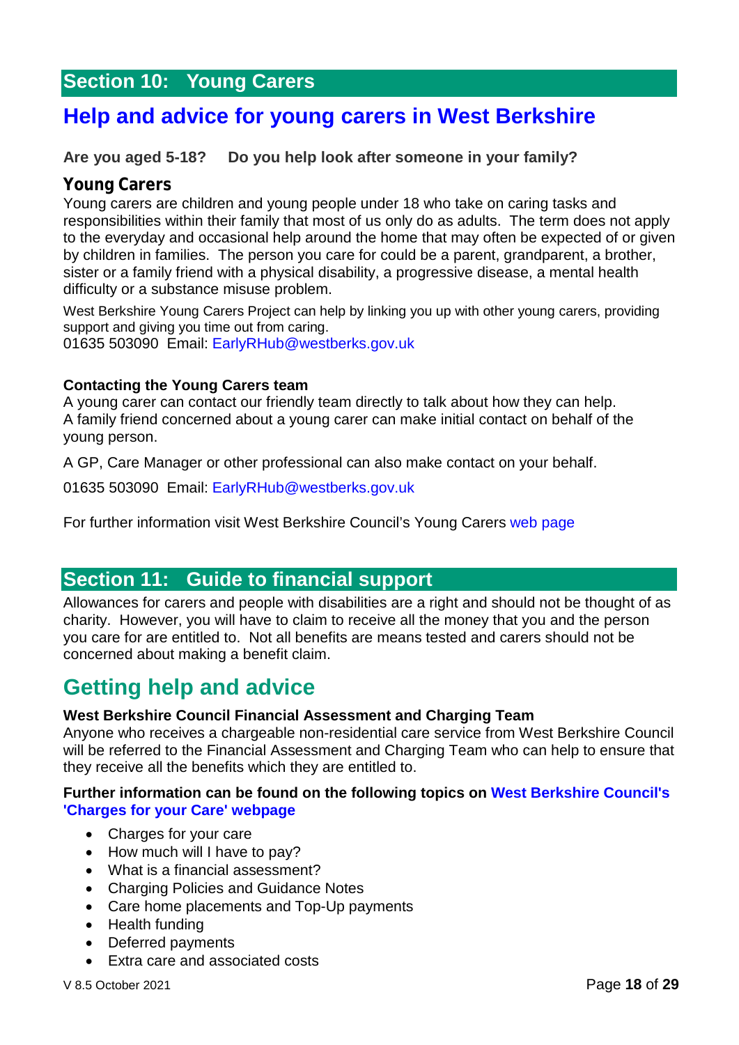## Section 10: Young Carers

# Help and advice for young carers in West Berkshire

**Are you aged 5-18? Do you help look after someone in your family?**

### Young Carers

Young carers are children and young people under 18 who take on caring tasks and responsibilities within their family that most of us only do as adults. The term does not apply to the everyday and occasional help around the home that may often be expected of or given by children in families. The person you care for could be a parent, grandparent, a brother, sister or a family friend with a physical disability, a progressive disease, a mental health difficulty or a substance misuse problem.

West Berkshire Young Carers Project can help by linking you up with other young carers, providing support and giving you time out from caring.
01635 503090 Email: EarlyRHub@westberks.gov.uk

**Contacting the Young Carers team**

A young carer can contact our friendly team directly to talk about how they can help.
A family friend concerned about a young carer can make initial contact on behalf of the young person.

A GP, Care Manager or other professional can also make contact on your behalf.

01635 503090 Email: EarlyRHub@westberks.gov.uk

For further information visit West Berkshire Council's Young Carers web page

## Section 11: Guide to financial support

Allowances for carers and people with disabilities are a right and should not be thought of as charity. However, you will have to claim to receive all the money that you and the person you care for are entitled to. Not all benefits are means tested and carers should not be concerned about making a benefit claim.

# Getting help and advice

**West Berkshire Council Financial Assessment and Charging Team**

Anyone who receives a chargeable non-residential care service from West Berkshire Council will be referred to the Financial Assessment and Charging Team who can help to ensure that they receive all the benefits which they are entitled to.

**Further information can be found on the following topics on West Berkshire Council's 'Charges for your Care' webpage**

- Charges for your care
- How much will I have to pay?
- What is a financial assessment?
- Charging Policies and Guidance Notes
- Care home placements and Top-Up payments
- Health funding
- Deferred payments
- Extra care and associated costs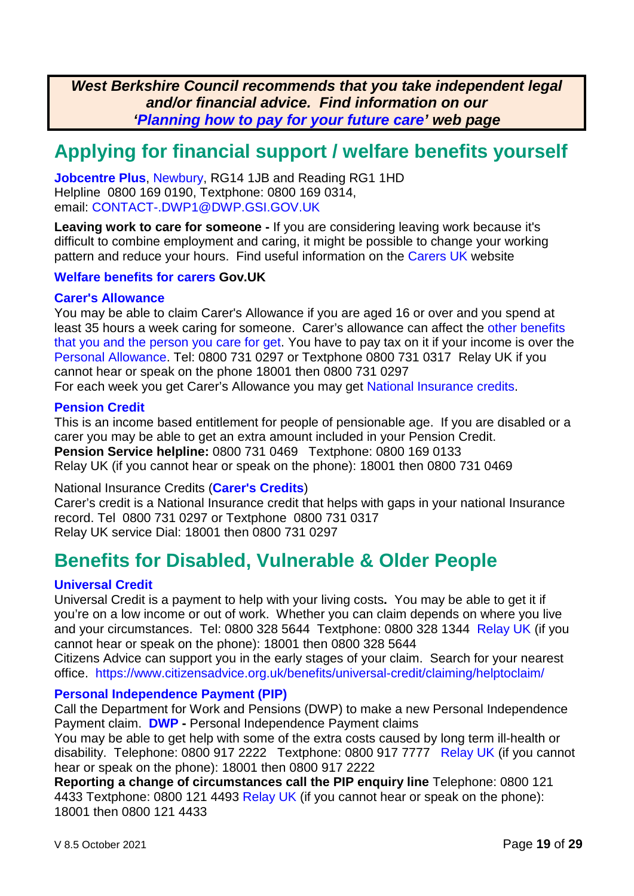***West Berkshire Council recommends that you take independent legal and/or financial advice. Find information on our 'Planning how to pay for your future care' web page***

## Applying for financial support / welfare benefits yourself

**Jobcentre Plus**, Newbury, RG14 1JB and Reading RG1 1HD
Helpline 0800 169 0190, Textphone: 0800 169 0314,
email: CONTACT-.DWP1@DWP.GSI.GOV.UK

**Leaving work to care for someone -** If you are considering leaving work because it's difficult to combine employment and caring, it might be possible to change your working pattern and reduce your hours. Find useful information on the Carers UK website

**Welfare benefits for carers Gov.UK**

**Carer's Allowance**
You may be able to claim Carer's Allowance if you are aged 16 or over and you spend at least 35 hours a week caring for someone. Carer's allowance can affect the other benefits that you and the person you care for get. You have to pay tax on it if your income is over the Personal Allowance. Tel: 0800 731 0297 or Textphone 0800 731 0317 Relay UK if you cannot hear or speak on the phone 18001 then 0800 731 0297
For each week you get Carer's Allowance you may get National Insurance credits.

**Pension Credit**
This is an income based entitlement for people of pensionable age. If you are disabled or a carer you may be able to get an extra amount included in your Pension Credit.
**Pension Service helpline:** 0800 731 0469 Textphone: 0800 169 0133
Relay UK (if you cannot hear or speak on the phone): 18001 then 0800 731 0469

National Insurance Credits (**Carer's Credits**)
Carer's credit is a National Insurance credit that helps with gaps in your national Insurance record. Tel 0800 731 0297 or Textphone 0800 731 0317
Relay UK service Dial: 18001 then 0800 731 0297

## Benefits for Disabled, Vulnerable & Older People

**Universal Credit**
Universal Credit is a payment to help with your living costs**.** You may be able to get it if you're on a low income or out of work. Whether you can claim depends on where you live and your circumstances. Tel: 0800 328 5644 Textphone: 0800 328 1344 Relay UK (if you cannot hear or speak on the phone): 18001 then 0800 328 5644
Citizens Advice can support you in the early stages of your claim. Search for your nearest office. https://www.citizensadvice.org.uk/benefits/universal-credit/claiming/helptoclaim/

**Personal Independence Payment (PIP)**
Call the Department for Work and Pensions (DWP) to make a new Personal Independence Payment claim. **DWP -** Personal Independence Payment claims
You may be able to get help with some of the extra costs caused by long term ill-health or disability. Telephone: 0800 917 2222 Textphone: 0800 917 7777 Relay UK (if you cannot hear or speak on the phone): 18001 then 0800 917 2222
**Reporting a change of circumstances call the PIP enquiry line** Telephone: 0800 121 4433 Textphone: 0800 121 4493 Relay UK (if you cannot hear or speak on the phone): 18001 then 0800 121 4433

V 8.5 October 2021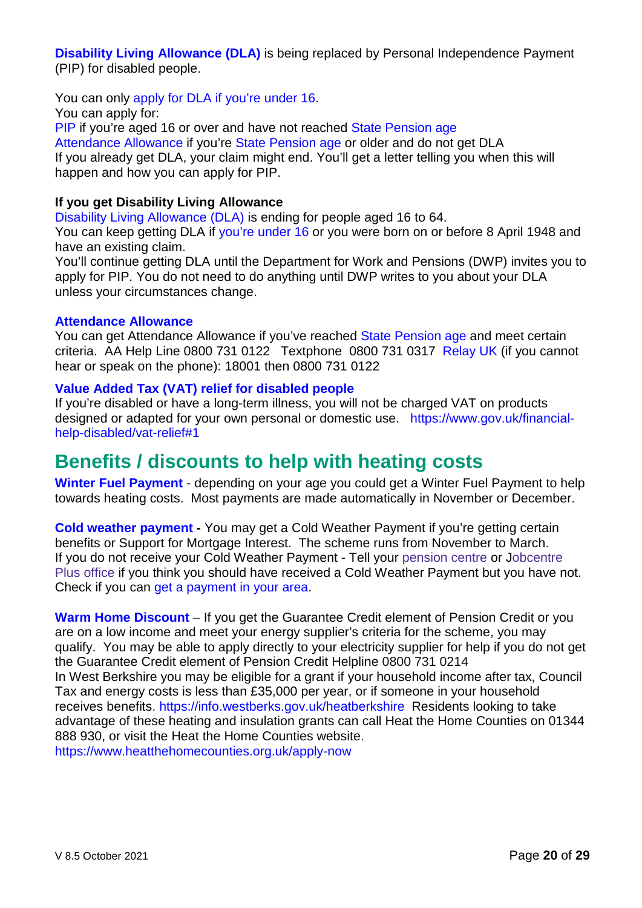**Disability Living Allowance (DLA)** is being replaced by Personal Independence Payment (PIP) for disabled people.

You can only apply for DLA if you're under 16.
You can apply for:
PIP if you're aged 16 or over and have not reached State Pension age
Attendance Allowance if you're State Pension age or older and do not get DLA
If you already get DLA, your claim might end. You'll get a letter telling you when this will happen and how you can apply for PIP.

**If you get Disability Living Allowance**
Disability Living Allowance (DLA) is ending for people aged 16 to 64.
You can keep getting DLA if you're under 16 or you were born on or before 8 April 1948 and have an existing claim.
You'll continue getting DLA until the Department for Work and Pensions (DWP) invites you to apply for PIP. You do not need to do anything until DWP writes to you about your DLA unless your circumstances change.

**Attendance Allowance**
You can get Attendance Allowance if you've reached State Pension age and meet certain criteria. AA Help Line 0800 731 0122 Textphone 0800 731 0317 Relay UK (if you cannot hear or speak on the phone): 18001 then 0800 731 0122

**Value Added Tax (VAT) relief for disabled people**
If you're disabled or have a long-term illness, you will not be charged VAT on products designed or adapted for your own personal or domestic use. https://www.gov.uk/financial-help-disabled/vat-relief#1

## Benefits / discounts to help with heating costs

**Winter Fuel Payment** - depending on your age you could get a Winter Fuel Payment to help towards heating costs. Most payments are made automatically in November or December.

**Cold weather payment -** You may get a Cold Weather Payment if you're getting certain benefits or Support for Mortgage Interest. The scheme runs from November to March.
If you do not receive your Cold Weather Payment - Tell your pension centre or Jobcentre Plus office if you think you should have received a Cold Weather Payment but you have not. Check if you can get a payment in your area.

**Warm Home Discount** – If you get the Guarantee Credit element of Pension Credit or you are on a low income and meet your energy supplier's criteria for the scheme, you may qualify. You may be able to apply directly to your electricity supplier for help if you do not get the Guarantee Credit element of Pension Credit Helpline 0800 731 0214
In West Berkshire you may be eligible for a grant if your household income after tax, Council Tax and energy costs is less than £35,000 per year, or if someone in your household receives benefits. https://info.westberks.gov.uk/heatberkshire Residents looking to take advantage of these heating and insulation grants can call Heat the Home Counties on 01344 888 930, or visit the Heat the Home Counties website.
https://www.heatthehomecounties.org.uk/apply-now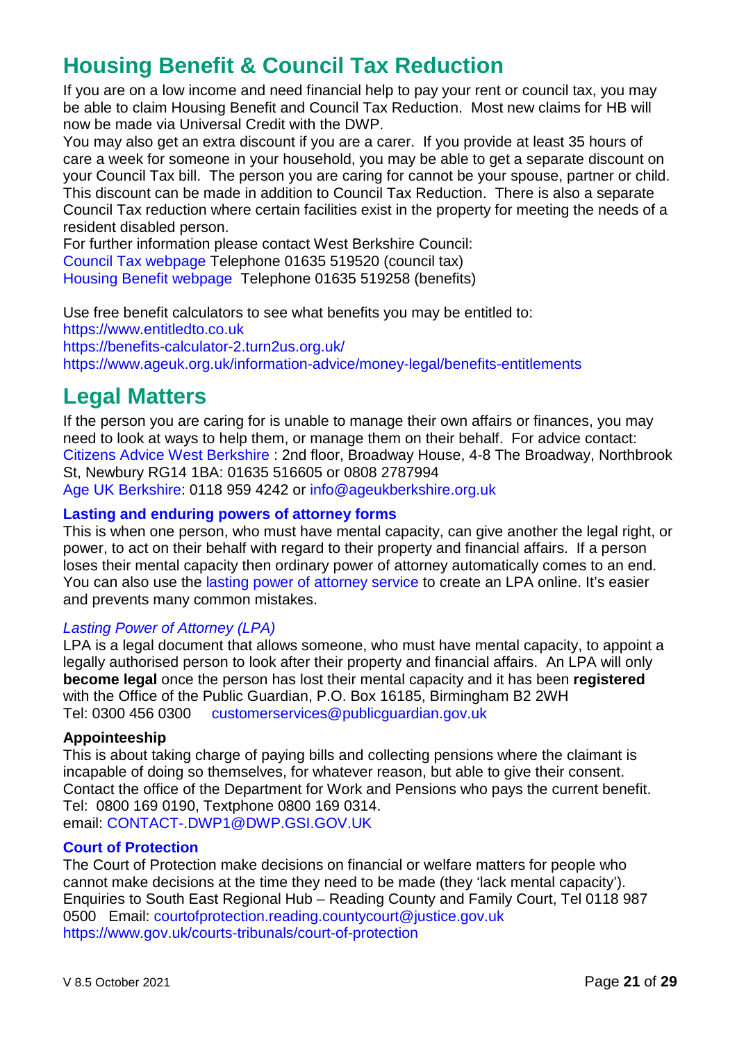## Housing Benefit & Council Tax Reduction

If you are on a low income and need financial help to pay your rent or council tax, you may be able to claim Housing Benefit and Council Tax Reduction. Most new claims for HB will now be made via Universal Credit with the DWP.

You may also get an extra discount if you are a carer. If you provide at least 35 hours of care a week for someone in your household, you may be able to get a separate discount on your Council Tax bill. The person you are caring for cannot be your spouse, partner or child. This discount can be made in addition to Council Tax Reduction. There is also a separate Council Tax reduction where certain facilities exist in the property for meeting the needs of a resident disabled person.

For further information please contact West Berkshire Council:
Council Tax webpage Telephone 01635 519520 (council tax)
Housing Benefit webpage Telephone 01635 519258 (benefits)

Use free benefit calculators to see what benefits you may be entitled to:
https://www.entitledto.co.uk
https://benefits-calculator-2.turn2us.org.uk/
https://www.ageuk.org.uk/information-advice/money-legal/benefits-entitlements

## Legal Matters

If the person you are caring for is unable to manage their own affairs or finances, you may need to look at ways to help them, or manage them on their behalf. For advice contact:
Citizens Advice West Berkshire : 2nd floor, Broadway House, 4-8 The Broadway, Northbrook St, Newbury RG14 1BA: 01635 516605 or 0808 2787994
Age UK Berkshire: 0118 959 4242 or info@ageukberkshire.org.uk

### Lasting and enduring powers of attorney forms

This is when one person, who must have mental capacity, can give another the legal right, or power, to act on their behalf with regard to their property and financial affairs. If a person loses their mental capacity then ordinary power of attorney automatically comes to an end. You can also use the lasting power of attorney service to create an LPA online. It's easier and prevents many common mistakes.

*Lasting Power of Attorney (LPA)*

LPA is a legal document that allows someone, who must have mental capacity, to appoint a legally authorised person to look after their property and financial affairs. An LPA will only **become legal** once the person has lost their mental capacity and it has been **registered** with the Office of the Public Guardian, P.O. Box 16185, Birmingham B2 2WH
Tel: 0300 456 0300 customerservices@publicguardian.gov.uk

**Appointeeship**

This is about taking charge of paying bills and collecting pensions where the claimant is incapable of doing so themselves, for whatever reason, but able to give their consent. Contact the office of the Department for Work and Pensions who pays the current benefit.
Tel: 0800 169 0190, Textphone 0800 169 0314.
email: CONTACT-.DWP1@DWP.GSI.GOV.UK

### Court of Protection

The Court of Protection make decisions on financial or welfare matters for people who cannot make decisions at the time they need to be made (they 'lack mental capacity').
Enquiries to South East Regional Hub – Reading County and Family Court, Tel 0118 987 0500 Email: courtofprotection.reading.countycourt@justice.gov.uk
https://www.gov.uk/courts-tribunals/court-of-protection

V 8.5 October 2021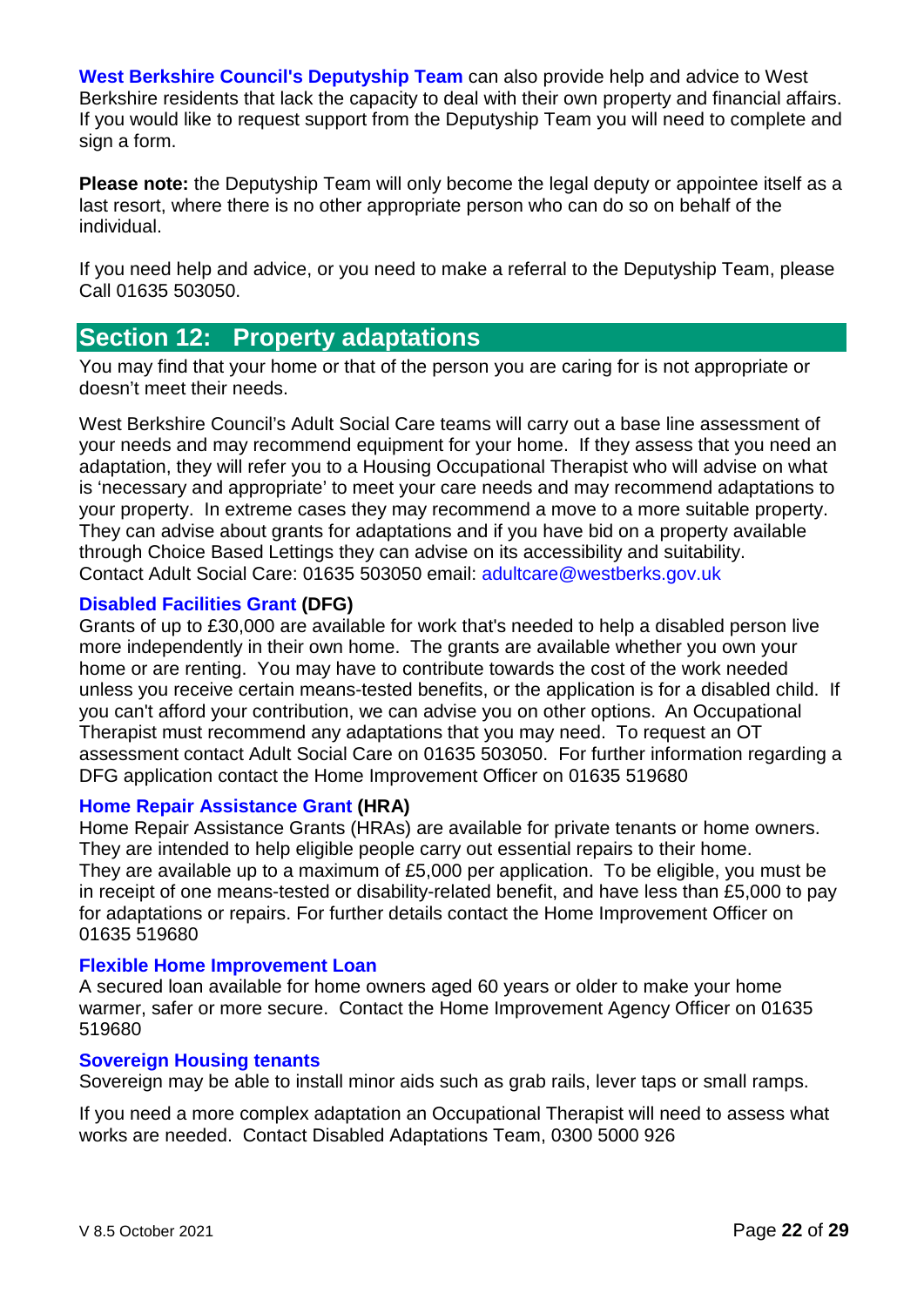**West Berkshire Council's Deputyship Team** can also provide help and advice to West Berkshire residents that lack the capacity to deal with their own property and financial affairs. If you would like to request support from the Deputyship Team you will need to complete and sign a form.

**Please note:** the Deputyship Team will only become the legal deputy or appointee itself as a last resort, where there is no other appropriate person who can do so on behalf of the individual.

If you need help and advice, or you need to make a referral to the Deputyship Team, please Call 01635 503050.

## Section 12: Property adaptations

You may find that your home or that of the person you are caring for is not appropriate or doesn't meet their needs.

West Berkshire Council's Adult Social Care teams will carry out a base line assessment of your needs and may recommend equipment for your home. If they assess that you need an adaptation, they will refer you to a Housing Occupational Therapist who will advise on what is 'necessary and appropriate' to meet your care needs and may recommend adaptations to your property. In extreme cases they may recommend a move to a more suitable property. They can advise about grants for adaptations and if you have bid on a property available through Choice Based Lettings they can advise on its accessibility and suitability. Contact Adult Social Care: 01635 503050 email: adultcare@westberks.gov.uk

### Disabled Facilities Grant (DFG)

Grants of up to £30,000 are available for work that's needed to help a disabled person live more independently in their own home. The grants are available whether you own your home or are renting. You may have to contribute towards the cost of the work needed unless you receive certain means-tested benefits, or the application is for a disabled child. If you can't afford your contribution, we can advise you on other options. An Occupational Therapist must recommend any adaptations that you may need. To request an OT assessment contact Adult Social Care on 01635 503050. For further information regarding a DFG application contact the Home Improvement Officer on 01635 519680

### Home Repair Assistance Grant (HRA)

Home Repair Assistance Grants (HRAs) are available for private tenants or home owners. They are intended to help eligible people carry out essential repairs to their home. They are available up to a maximum of £5,000 per application. To be eligible, you must be in receipt of one means-tested or disability-related benefit, and have less than £5,000 to pay for adaptations or repairs. For further details contact the Home Improvement Officer on 01635 519680

### Flexible Home Improvement Loan

A secured loan available for home owners aged 60 years or older to make your home warmer, safer or more secure. Contact the Home Improvement Agency Officer on 01635 519680

### Sovereign Housing tenants

Sovereign may be able to install minor aids such as grab rails, lever taps or small ramps.

If you need a more complex adaptation an Occupational Therapist will need to assess what works are needed. Contact Disabled Adaptations Team, 0300 5000 926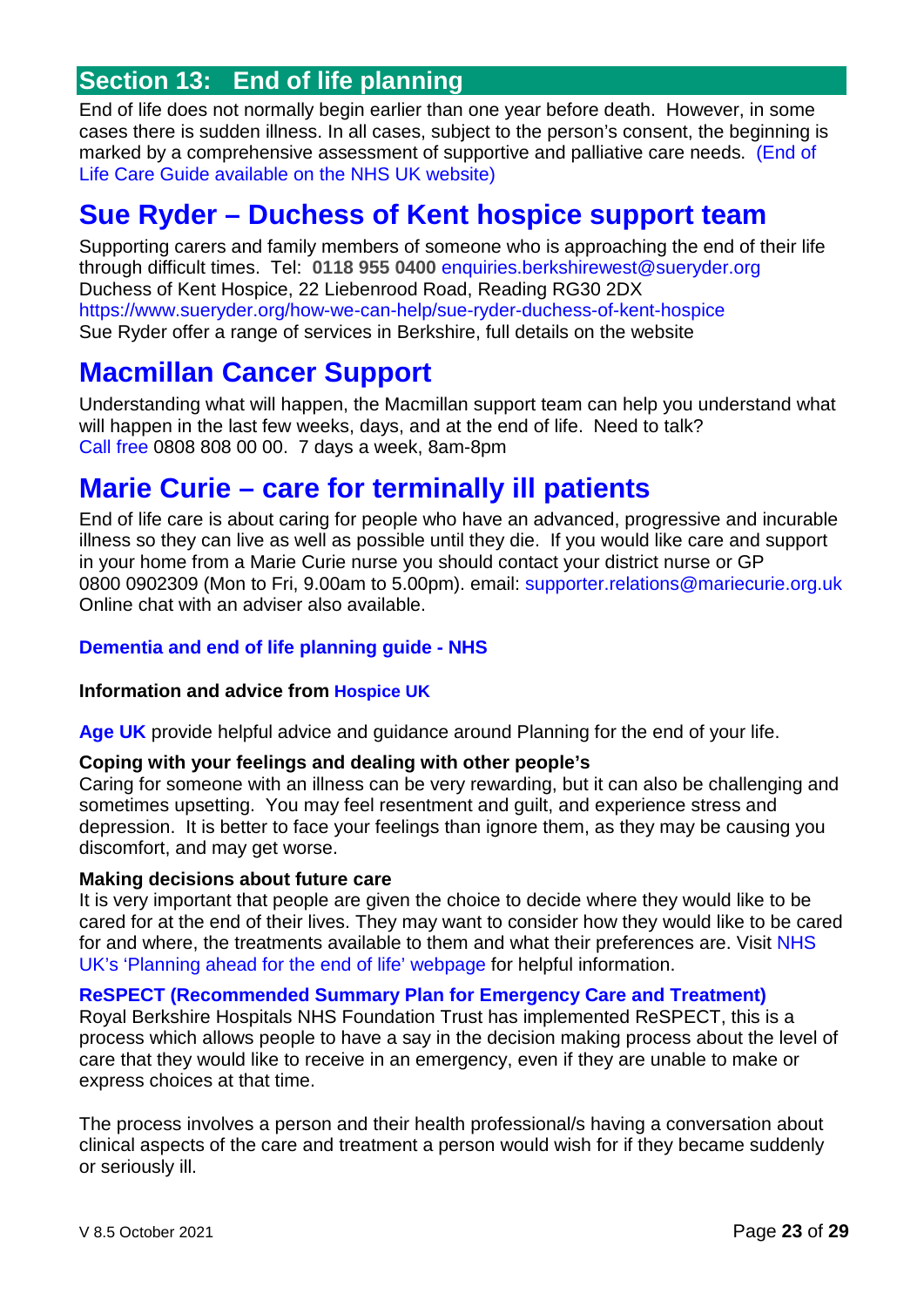## Section 13: End of life planning

End of life does not normally begin earlier than one year before death. However, in some cases there is sudden illness. In all cases, subject to the person's consent, the beginning is marked by a comprehensive assessment of supportive and palliative care needs. (End of Life Care Guide available on the NHS UK website)

## Sue Ryder – Duchess of Kent hospice support team

Supporting carers and family members of someone who is approaching the end of their life through difficult times. Tel: **0118 955 0400** enquiries.berkshirewest@sueryder.org
Duchess of Kent Hospice, 22 Liebenrood Road, Reading RG30 2DX
https://www.sueryder.org/how-we-can-help/sue-ryder-duchess-of-kent-hospice
Sue Ryder offer a range of services in Berkshire, full details on the website

## Macmillan Cancer Support

Understanding what will happen, the Macmillan support team can help you understand what will happen in the last few weeks, days, and at the end of life. Need to talk?
Call free 0808 808 00 00. 7 days a week, 8am-8pm

## Marie Curie – care for terminally ill patients

End of life care is about caring for people who have an advanced, progressive and incurable illness so they can live as well as possible until they die. If you would like care and support in your home from a Marie Curie nurse you should contact your district nurse or GP
0800 0902309 (Mon to Fri, 9.00am to 5.00pm). email: supporter.relations@mariecurie.org.uk
Online chat with an adviser also available.

**Dementia and end of life planning guide - NHS**

**Information and advice from Hospice UK**

**Age UK** provide helpful advice and guidance around Planning for the end of your life.

**Coping with your feelings and dealing with other people's**
Caring for someone with an illness can be very rewarding, but it can also be challenging and sometimes upsetting. You may feel resentment and guilt, and experience stress and depression. It is better to face your feelings than ignore them, as they may be causing you discomfort, and may get worse.

**Making decisions about future care**
It is very important that people are given the choice to decide where they would like to be cared for at the end of their lives. They may want to consider how they would like to be cared for and where, the treatments available to them and what their preferences are. Visit NHS UK's 'Planning ahead for the end of life' webpage for helpful information.

**ReSPECT (Recommended Summary Plan for Emergency Care and Treatment)**
Royal Berkshire Hospitals NHS Foundation Trust has implemented ReSPECT, this is a process which allows people to have a say in the decision making process about the level of care that they would like to receive in an emergency, even if they are unable to make or express choices at that time.

The process involves a person and their health professional/s having a conversation about clinical aspects of the care and treatment a person would wish for if they became suddenly or seriously ill.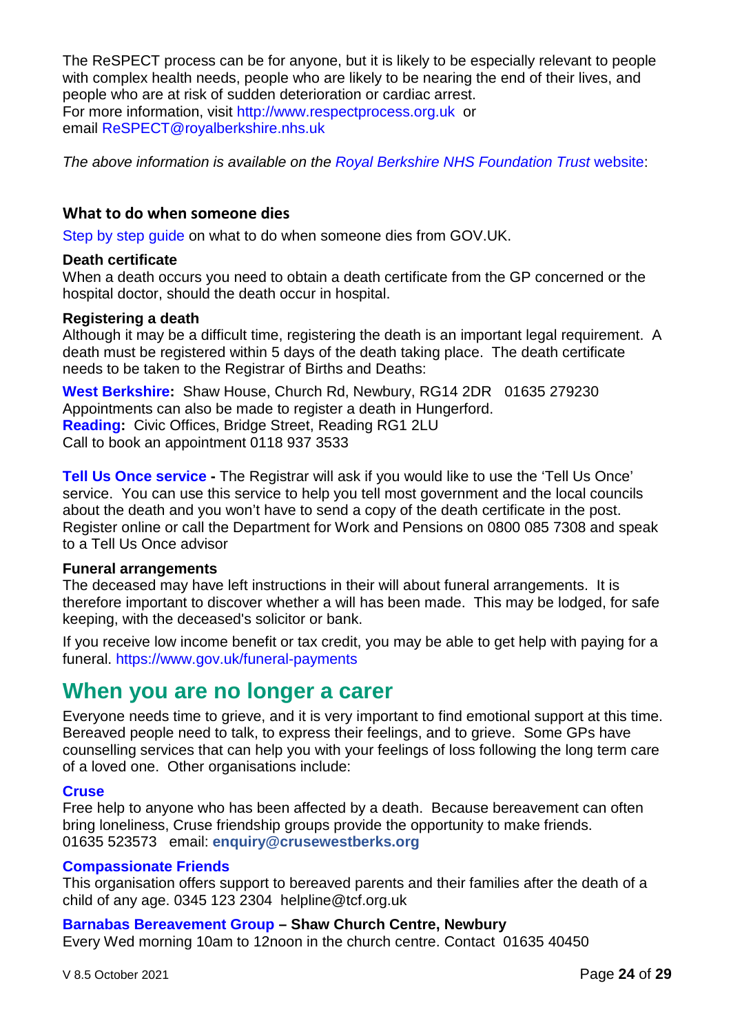The ReSPECT process can be for anyone, but it is likely to be especially relevant to people with complex health needs, people who are likely to be nearing the end of their lives, and people who are at risk of sudden deterioration or cardiac arrest.
For more information, visit http://www.respectprocess.org.uk or email ReSPECT@royalberkshire.nhs.uk

*The above information is available on the Royal Berkshire NHS Foundation Trust* website:

### What to do when someone dies

Step by step guide on what to do when someone dies from GOV.UK.

**Death certificate**
When a death occurs you need to obtain a death certificate from the GP concerned or the hospital doctor, should the death occur in hospital.

**Registering a death**
Although it may be a difficult time, registering the death is an important legal requirement. A death must be registered within 5 days of the death taking place. The death certificate needs to be taken to the Registrar of Births and Deaths:

**West Berkshire:** Shaw House, Church Rd, Newbury, RG14 2DR 01635 279230
Appointments can also be made to register a death in Hungerford.
**Reading:** Civic Offices, Bridge Street, Reading RG1 2LU
Call to book an appointment 0118 937 3533

**Tell Us Once service -** The Registrar will ask if you would like to use the 'Tell Us Once' service. You can use this service to help you tell most government and the local councils about the death and you won't have to send a copy of the death certificate in the post. Register online or call the Department for Work and Pensions on 0800 085 7308 and speak to a Tell Us Once advisor

**Funeral arrangements**
The deceased may have left instructions in their will about funeral arrangements. It is therefore important to discover whether a will has been made. This may be lodged, for safe keeping, with the deceased's solicitor or bank.

If you receive low income benefit or tax credit, you may be able to get help with paying for a funeral. https://www.gov.uk/funeral-payments

## When you are no longer a carer

Everyone needs time to grieve, and it is very important to find emotional support at this time. Bereaved people need to talk, to express their feelings, and to grieve. Some GPs have counselling services that can help you with your feelings of loss following the long term care of a loved one. Other organisations include:

**Cruse**
Free help to anyone who has been affected by a death. Because bereavement can often bring loneliness, Cruse friendship groups provide the opportunity to make friends.
01635 523573 email: **enquiry@crusewestberks.org**

**Compassionate Friends**
This organisation offers support to bereaved parents and their families after the death of a child of any age. 0345 123 2304 helpline@tcf.org.uk

**Barnabas Bereavement Group – Shaw Church Centre, Newbury**
Every Wed morning 10am to 12noon in the church centre. Contact 01635 40450

V 8.5 October 2021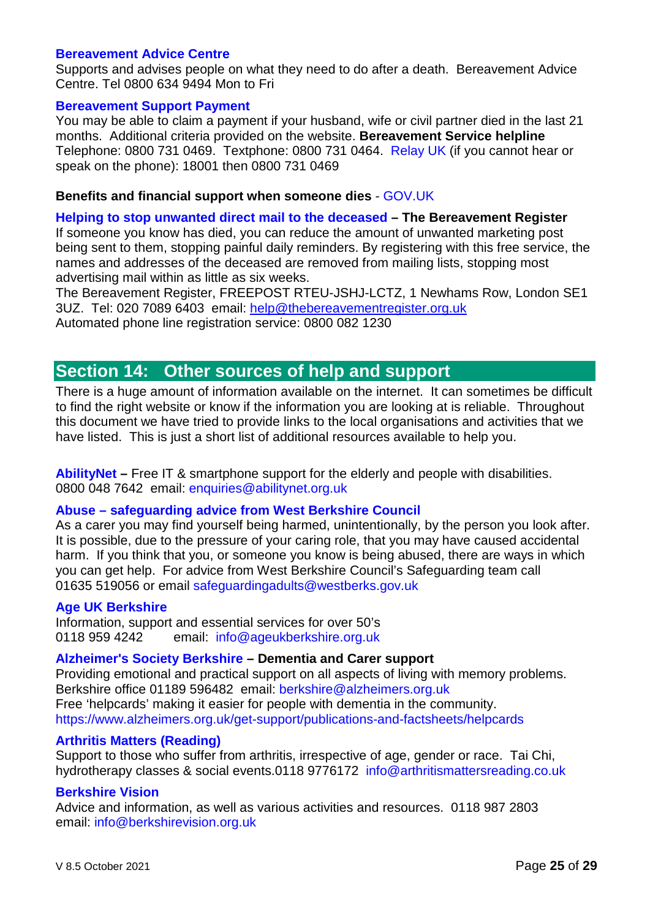**Bereavement Advice Centre**
Supports and advises people on what they need to do after a death. Bereavement Advice Centre. Tel 0800 634 9494 Mon to Fri

**Bereavement Support Payment**
You may be able to claim a payment if your husband, wife or civil partner died in the last 21 months. Additional criteria provided on the website. **Bereavement Service helpline** Telephone: 0800 731 0469. Textphone: 0800 731 0464. Relay UK (if you cannot hear or speak on the phone): 18001 then 0800 731 0469

**Benefits and financial support when someone dies** - GOV.UK

**Helping to stop unwanted direct mail to the deceased – The Bereavement Register**
If someone you know has died, you can reduce the amount of unwanted marketing post being sent to them, stopping painful daily reminders. By registering with this free service, the names and addresses of the deceased are removed from mailing lists, stopping most advertising mail within as little as six weeks.
The Bereavement Register, FREEPOST RTEU-JSHJ-LCTZ, 1 Newhams Row, London SE1 3UZ. Tel: 020 7089 6403 email: help@thebereavementregister.org.uk
Automated phone line registration service: 0800 082 1230

## Section 14: Other sources of help and support

There is a huge amount of information available on the internet. It can sometimes be difficult to find the right website or know if the information you are looking at is reliable. Throughout this document we have tried to provide links to the local organisations and activities that we have listed. This is just a short list of additional resources available to help you.

**AbilityNet –** Free IT & smartphone support for the elderly and people with disabilities. 0800 048 7642 email: enquiries@abilitynet.org.uk

**Abuse – safeguarding advice from West Berkshire Council**
As a carer you may find yourself being harmed, unintentionally, by the person you look after. It is possible, due to the pressure of your caring role, that you may have caused accidental harm. If you think that you, or someone you know is being abused, there are ways in which you can get help. For advice from West Berkshire Council's Safeguarding team call 01635 519056 or email safeguardingadults@westberks.gov.uk

**Age UK Berkshire**
Information, support and essential services for over 50's
0118 959 4242 email: info@ageukberkshire.org.uk

**Alzheimer's Society Berkshire – Dementia and Carer support**
Providing emotional and practical support on all aspects of living with memory problems. Berkshire office 01189 596482 email: berkshire@alzheimers.org.uk
Free 'helpcards' making it easier for people with dementia in the community.
https://www.alzheimers.org.uk/get-support/publications-and-factsheets/helpcards

**Arthritis Matters (Reading)**
Support to those who suffer from arthritis, irrespective of age, gender or race. Tai Chi, hydrotherapy classes & social events.0118 9776172 info@arthritismattersreading.co.uk

**Berkshire Vision**
Advice and information, as well as various activities and resources. 0118 987 2803
email: info@berkshirevision.org.uk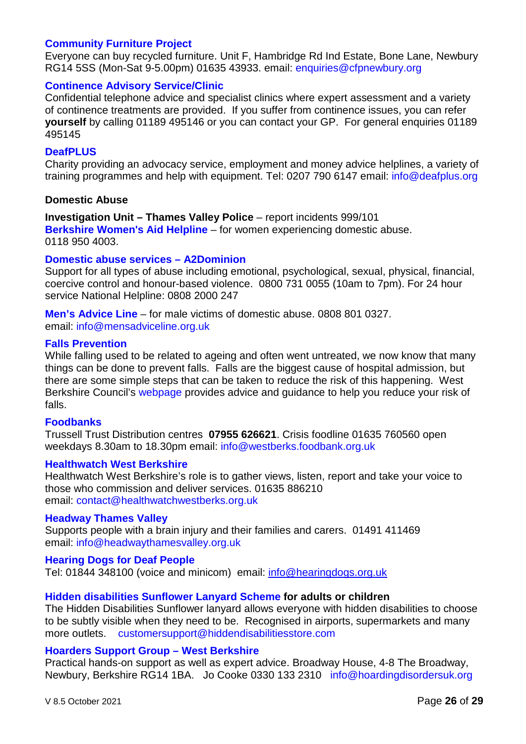### Community Furniture Project

Everyone can buy recycled furniture. Unit F, Hambridge Rd Ind Estate, Bone Lane, Newbury RG14 5SS (Mon-Sat 9-5.00pm) 01635 43933. email: enquiries@cfpnewbury.org

### Continence Advisory Service/Clinic

Confidential telephone advice and specialist clinics where expert assessment and a variety of continence treatments are provided. If you suffer from continence issues, you can refer **yourself** by calling 01189 495146 or you can contact your GP. For general enquiries 01189 495145

### DeafPLUS

Charity providing an advocacy service, employment and money advice helplines, a variety of training programmes and help with equipment. Tel: 0207 790 6147 email: info@deafplus.org

### Domestic Abuse

**Investigation Unit – Thames Valley Police** – report incidents 999/101
**Berkshire Women's Aid Helpline** – for women experiencing domestic abuse. 0118 950 4003.

### Domestic abuse services – A2Dominion

Support for all types of abuse including emotional, psychological, sexual, physical, financial, coercive control and honour-based violence. 0800 731 0055 (10am to 7pm). For 24 hour service National Helpline: 0808 2000 247

**Men's Advice Line** – for male victims of domestic abuse. 0808 801 0327.
email: info@mensadviceline.org.uk

### Falls Prevention

While falling used to be related to ageing and often went untreated, we now know that many things can be done to prevent falls. Falls are the biggest cause of hospital admission, but there are some simple steps that can be taken to reduce the risk of this happening. West Berkshire Council's webpage provides advice and guidance to help you reduce your risk of falls.

### Foodbanks

Trussell Trust Distribution centres **07955 626621**. Crisis foodline 01635 760560 open weekdays 8.30am to 18.30pm email: info@westberks.foodbank.org.uk

### Healthwatch West Berkshire

Healthwatch West Berkshire's role is to gather views, listen, report and take your voice to those who commission and deliver services. 01635 886210
email: contact@healthwatchwestberks.org.uk

### Headway Thames Valley

Supports people with a brain injury and their families and carers. 01491 411469
email: info@headwaythamesvalley.org.uk

### Hearing Dogs for Deaf People

Tel: 01844 348100 (voice and minicom) email: info@hearingdogs.org.uk

### Hidden disabilities Sunflower Lanyard Scheme for adults or children

The Hidden Disabilities Sunflower lanyard allows everyone with hidden disabilities to choose to be subtly visible when they need to be. Recognised in airports, supermarkets and many more outlets. customersupport@hiddendisabilitiesstore.com

### Hoarders Support Group – West Berkshire

Practical hands-on support as well as expert advice. Broadway House, 4-8 The Broadway, Newbury, Berkshire RG14 1BA. Jo Cooke 0330 133 2310 info@hoardingdisordersuk.org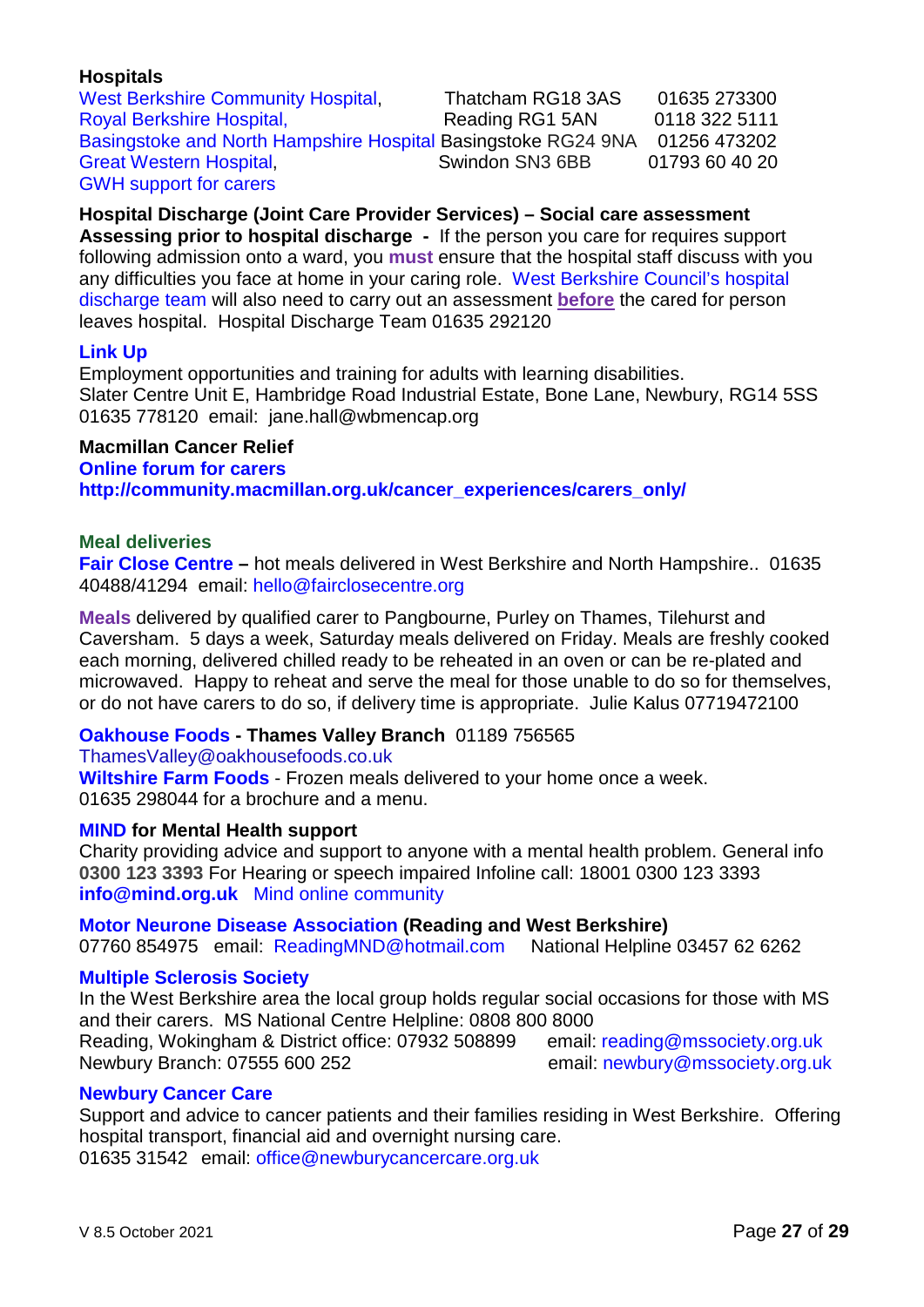**Hospitals**

| | | |
|---|---|---|
| West Berkshire Community Hospital, | Thatcham RG18 3AS | 01635 273300 |
| Royal Berkshire Hospital, | Reading RG1 5AN | 0118 322 5111 |
| Basingstoke and North Hampshire Hospital | Basingstoke RG24 9NA | 01256 473202 |
| Great Western Hospital, | Swindon SN3 6BB | 01793 60 40 20 |

GWH support for carers

**Hospital Discharge (Joint Care Provider Services) – Social care assessment**

**Assessing prior to hospital discharge -** If the person you care for requires support following admission onto a ward, you **must** ensure that the hospital staff discuss with you any difficulties you face at home in your caring role. West Berkshire Council's hospital discharge team will also need to carry out an assessment **before** the cared for person leaves hospital. Hospital Discharge Team 01635 292120

**Link Up**

Employment opportunities and training for adults with learning disabilities.
Slater Centre Unit E, Hambridge Road Industrial Estate, Bone Lane, Newbury, RG14 5SS
01635 778120 email: jane.hall@wbmencap.org

**Macmillan Cancer Relief**
**Online forum for carers**
**http://community.macmillan.org.uk/cancer_experiences/carers_only/**

**Meal deliveries**

**Fair Close Centre –** hot meals delivered in West Berkshire and North Hampshire.. 01635 40488/41294 email: hello@fairclosecentre.org

**Meals** delivered by qualified carer to Pangbourne, Purley on Thames, Tilehurst and Caversham. 5 days a week, Saturday meals delivered on Friday. Meals are freshly cooked each morning, delivered chilled ready to be reheated in an oven or can be re-plated and microwaved. Happy to reheat and serve the meal for those unable to do so for themselves, or do not have carers to do so, if delivery time is appropriate. Julie Kalus 07719472100

**Oakhouse Foods - Thames Valley Branch** 01189 756565
ThamesValley@oakhousefoods.co.uk
**Wiltshire Farm Foods** - Frozen meals delivered to your home once a week.
01635 298044 for a brochure and a menu.

**MIND for Mental Health support**

Charity providing advice and support to anyone with a mental health problem. General info **0300 123 3393** For Hearing or speech impaired Infoline call: 18001 0300 123 3393
**info@mind.org.uk** Mind online community

**Motor Neurone Disease Association (Reading and West Berkshire)**
07760 854975 email: ReadingMND@hotmail.com National Helpline 03457 62 6262

**Multiple Sclerosis Society**

In the West Berkshire area the local group holds regular social occasions for those with MS and their carers. MS National Centre Helpline: 0808 800 8000
Reading, Wokingham & District office: 07932 508899 email: reading@mssociety.org.uk
Newbury Branch: 07555 600 252 email: newbury@mssociety.org.uk

**Newbury Cancer Care**

Support and advice to cancer patients and their families residing in West Berkshire. Offering hospital transport, financial aid and overnight nursing care.
01635 31542 email: office@newburycancercare.org.uk

V 8.5 October 2021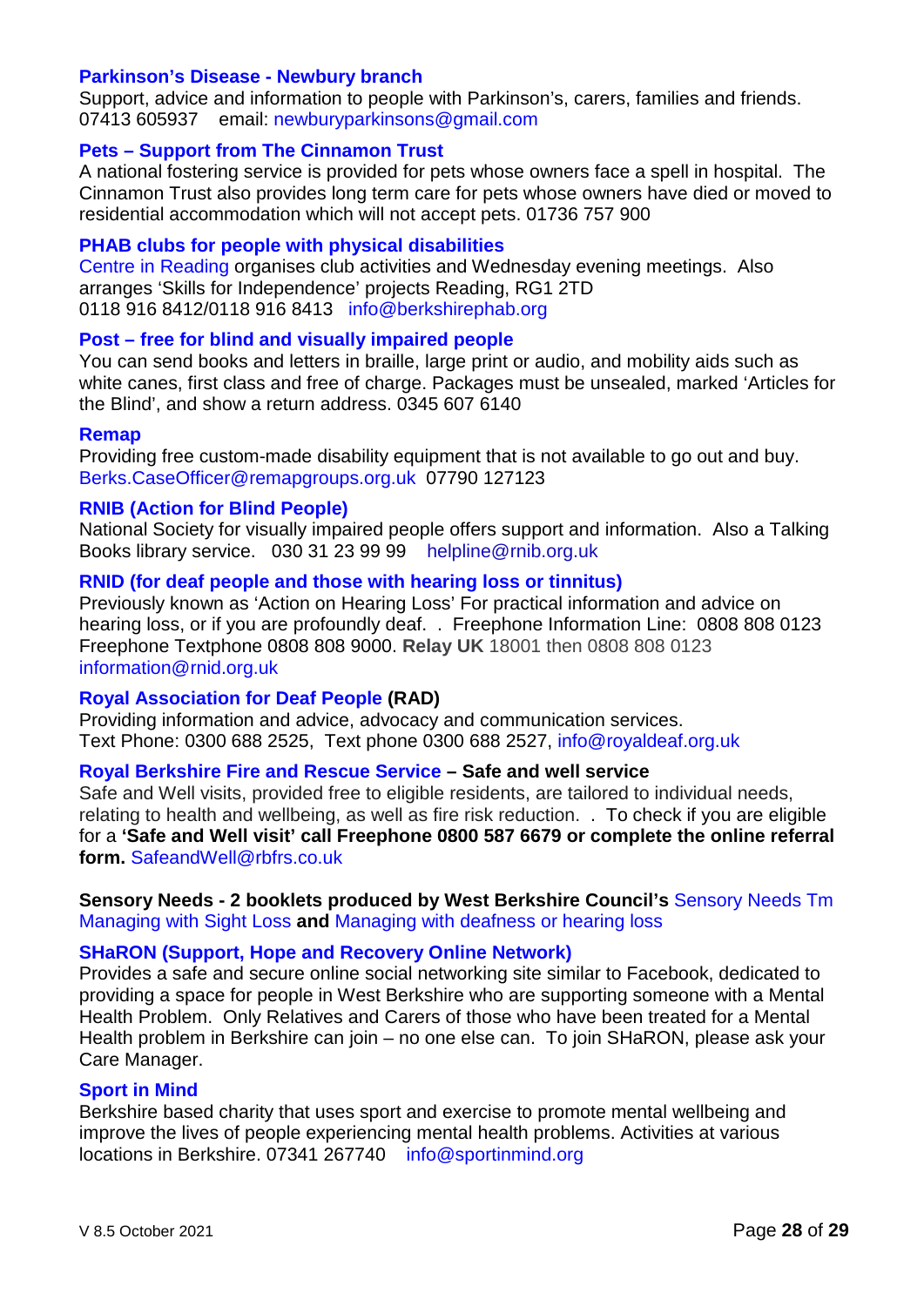### Parkinson's Disease - Newbury branch

Support, advice and information to people with Parkinson's, carers, families and friends. 07413 605937 email: newburyparkinsons@gmail.com

### Pets – Support from The Cinnamon Trust

A national fostering service is provided for pets whose owners face a spell in hospital. The Cinnamon Trust also provides long term care for pets whose owners have died or moved to residential accommodation which will not accept pets. 01736 757 900

### PHAB clubs for people with physical disabilities

Centre in Reading organises club activities and Wednesday evening meetings. Also arranges 'Skills for Independence' projects Reading, RG1 2TD
0118 916 8412/0118 916 8413 info@berkshirephab.org

### Post – free for blind and visually impaired people

You can send books and letters in braille, large print or audio, and mobility aids such as white canes, first class and free of charge. Packages must be unsealed, marked 'Articles for the Blind', and show a return address. 0345 607 6140

### Remap

Providing free custom-made disability equipment that is not available to go out and buy. Berks.CaseOfficer@remapgroups.org.uk 07790 127123

### RNIB (Action for Blind People)

National Society for visually impaired people offers support and information. Also a Talking Books library service. 030 31 23 99 99 helpline@rnib.org.uk

### RNID (for deaf people and those with hearing loss or tinnitus)

Previously known as 'Action on Hearing Loss' For practical information and advice on hearing loss, or if you are profoundly deaf. . Freephone Information Line: 0808 808 0123 Freephone Textphone 0808 808 9000. **Relay UK** 18001 then 0808 808 0123 information@rnid.org.uk

### Royal Association for Deaf People (RAD)

Providing information and advice, advocacy and communication services.
Text Phone: 0300 688 2525, Text phone 0300 688 2527, info@royaldeaf.org.uk

### Royal Berkshire Fire and Rescue Service – Safe and well service

Safe and Well visits, provided free to eligible residents, are tailored to individual needs, relating to health and wellbeing, as well as fire risk reduction. . To check if you are eligible for a **'Safe and Well visit' call Freephone 0800 587 6679 or complete the online referral form.** SafeandWell@rbfrs.co.uk

**Sensory Needs - 2 booklets produced by West Berkshire Council's** Sensory Needs Tm Managing with Sight Loss **and** Managing with deafness or hearing loss

### SHaRON (Support, Hope and Recovery Online Network)

Provides a safe and secure online social networking site similar to Facebook, dedicated to providing a space for people in West Berkshire who are supporting someone with a Mental Health Problem. Only Relatives and Carers of those who have been treated for a Mental Health problem in Berkshire can join – no one else can. To join SHaRON, please ask your Care Manager.

### Sport in Mind

Berkshire based charity that uses sport and exercise to promote mental wellbeing and improve the lives of people experiencing mental health problems. Activities at various locations in Berkshire. 07341 267740 info@sportinmind.org

V 8.5 October 2021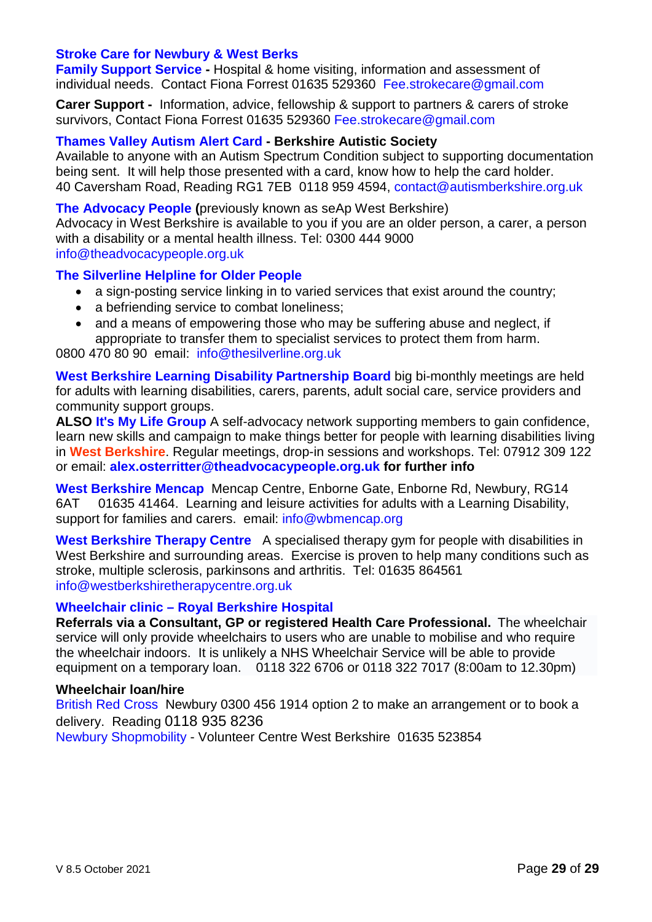**Stroke Care for Newbury & West Berks**
**Family Support Service -** Hospital & home visiting, information and assessment of individual needs. Contact Fiona Forrest 01635 529360 Fee.strokecare@gmail.com

**Carer Support -** Information, advice, fellowship & support to partners & carers of stroke survivors, Contact Fiona Forrest 01635 529360 Fee.strokecare@gmail.com

**Thames Valley Autism Alert Card - Berkshire Autistic Society**
Available to anyone with an Autism Spectrum Condition subject to supporting documentation being sent. It will help those presented with a card, know how to help the card holder.
40 Caversham Road, Reading RG1 7EB 0118 959 4594, contact@autismberkshire.org.uk

**The Advocacy People (**previously known as seAp West Berkshire)
Advocacy in West Berkshire is available to you if you are an older person, a carer, a person with a disability or a mental health illness. Tel: 0300 444 9000
info@theadvocacypeople.org.uk

**The Silverline Helpline for Older People**

- a sign-posting service linking in to varied services that exist around the country;
- a befriending service to combat loneliness;
- and a means of empowering those who may be suffering abuse and neglect, if appropriate to transfer them to specialist services to protect them from harm.

0800 470 80 90 email: info@thesilverline.org.uk

**West Berkshire Learning Disability Partnership Board** big bi-monthly meetings are held for adults with learning disabilities, carers, parents, adult social care, service providers and community support groups.
**ALSO It's My Life Group** A self-advocacy network supporting members to gain confidence, learn new skills and campaign to make things better for people with learning disabilities living in **West Berkshire**. Regular meetings, drop-in sessions and workshops. Tel: 07912 309 122 or email: **alex.osterritter@theadvocacypeople.org.uk for further info**

**West Berkshire Mencap** Mencap Centre, Enborne Gate, Enborne Rd, Newbury, RG14 6AT 01635 41464. Learning and leisure activities for adults with a Learning Disability, support for families and carers. email: info@wbmencap.org

**West Berkshire Therapy Centre** A specialised therapy gym for people with disabilities in West Berkshire and surrounding areas. Exercise is proven to help many conditions such as stroke, multiple sclerosis, parkinsons and arthritis. Tel: 01635 864561
info@westberkshiretherapycentre.org.uk

**Wheelchair clinic – Royal Berkshire Hospital**
**Referrals via a Consultant, GP or registered Health Care Professional.** The wheelchair service will only provide wheelchairs to users who are unable to mobilise and who require the wheelchair indoors. It is unlikely a NHS Wheelchair Service will be able to provide equipment on a temporary loan. 0118 322 6706 or 0118 322 7017 (8:00am to 12.30pm)

**Wheelchair loan/hire**
British Red Cross Newbury 0300 456 1914 option 2 to make an arrangement or to book a delivery. Reading 0118 935 8236
Newbury Shopmobility - Volunteer Centre West Berkshire 01635 523854

V 8.5 October 2021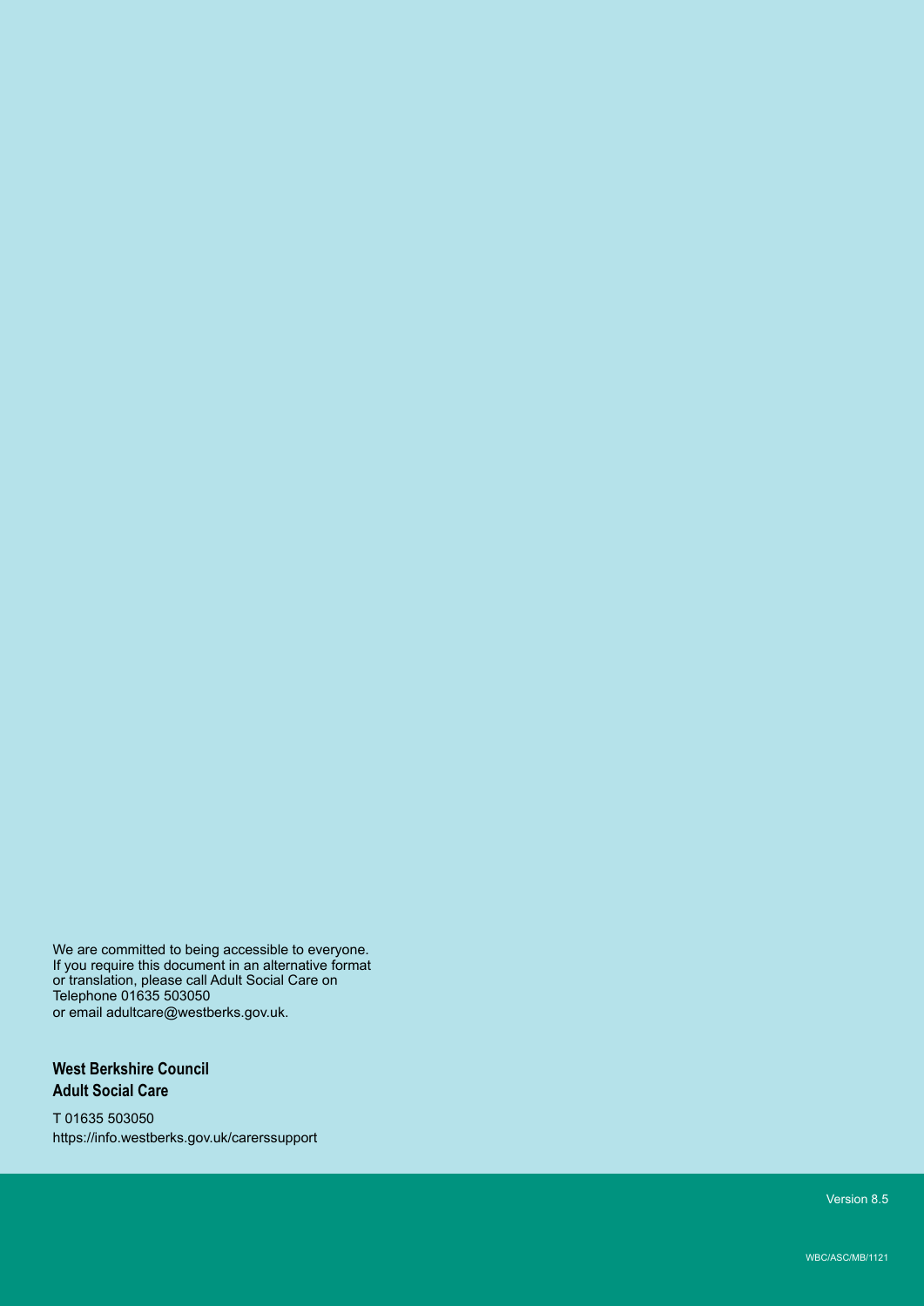We are committed to being accessible to everyone.
If you require this document in an alternative format
or translation, please call Adult Social Care on
Telephone 01635 503050
or email adultcare@westberks.gov.uk.

**West Berkshire Council**
**Adult Social Care**

T 01635 503050
https://info.westberks.gov.uk/carerssupport

Version 8.5

WBC/ASC/MB/1121